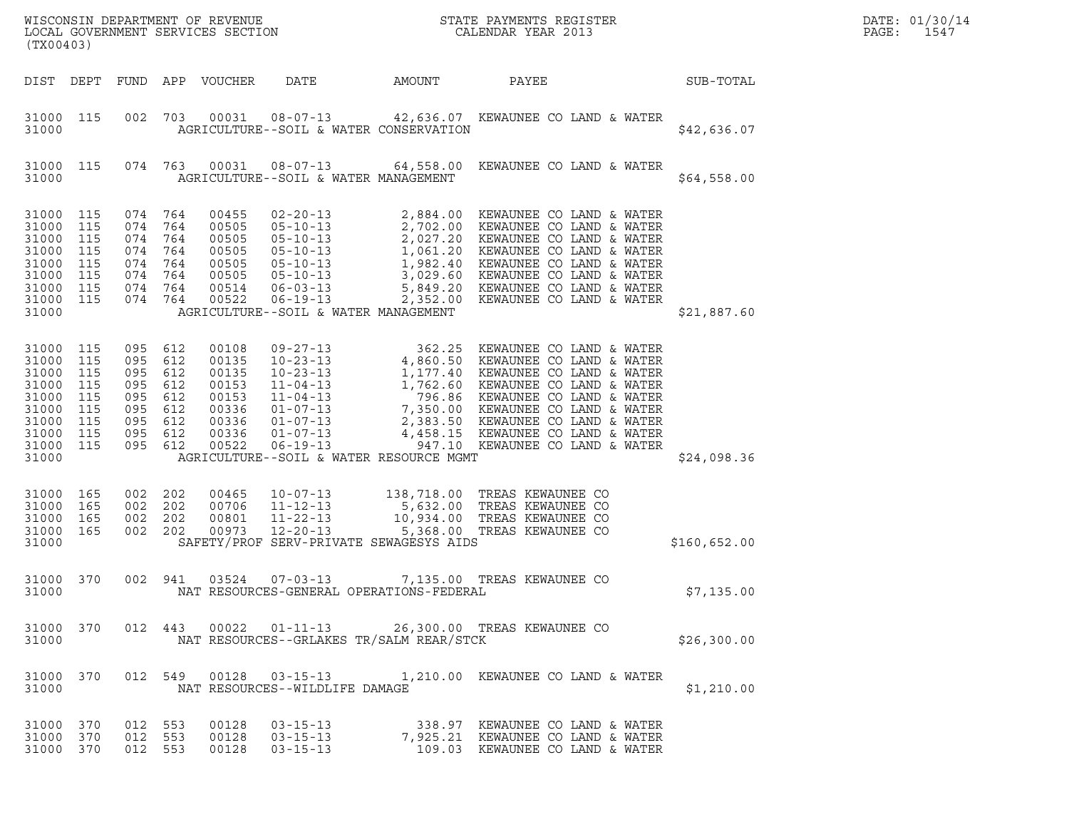WISCONSIN DEPARTMENT OF REVENUE
LOCAL GOVERNMENT SERVICES SECTION
(TX00403)

STATE PAYMENTS REGISTER
CALENDAR YEAR 2013

DATE: 01/30/14
PAGE: 1547

| DIST | DEPT | FUND | APP | VOUCHER | DATE | AMOUNT | PAYEE | SUB-TOTAL |
|---|---|---|---|---|---|---|---|---|
| 31000 | 115 | 002 | 703 | 00031 | 08-07-13 | 42,636.07 | KEWAUNEE CO LAND & WATER | |
| 31000 | | | | | AGRICULTURE--SOIL & WATER CONSERVATION | | | $42,636.07 |
| 31000 | 115 | 074 | 763 | 00031 | 08-07-13 | 64,558.00 | KEWAUNEE CO LAND & WATER | |
| 31000 | | | | | AGRICULTURE--SOIL & WATER MANAGEMENT | | | $64,558.00 |
| 31000 | 115 | 074 | 764 | 00455 | 02-20-13 | 2,884.00 | KEWAUNEE CO LAND & WATER | |
| 31000 | 115 | 074 | 764 | 00505 | 05-10-13 | 2,702.00 | KEWAUNEE CO LAND & WATER | |
| 31000 | 115 | 074 | 764 | 00505 | 05-10-13 | 2,027.20 | KEWAUNEE CO LAND & WATER | |
| 31000 | 115 | 074 | 764 | 00505 | 05-10-13 | 1,061.20 | KEWAUNEE CO LAND & WATER | |
| 31000 | 115 | 074 | 764 | 00505 | 05-10-13 | 1,982.40 | KEWAUNEE CO LAND & WATER | |
| 31000 | 115 | 074 | 764 | 00505 | 05-10-13 | 3,029.60 | KEWAUNEE CO LAND & WATER | |
| 31000 | 115 | 074 | 764 | 00514 | 06-03-13 | 5,849.20 | KEWAUNEE CO LAND & WATER | |
| 31000 | 115 | 074 | 764 | 00522 | 06-19-13 | 2,352.00 | KEWAUNEE CO LAND & WATER | |
| 31000 | | | | | AGRICULTURE--SOIL & WATER MANAGEMENT | | | $21,887.60 |
| 31000 | 115 | 095 | 612 | 00108 | 09-27-13 | 362.25 | KEWAUNEE CO LAND & WATER | |
| 31000 | 115 | 095 | 612 | 00135 | 10-23-13 | 4,860.50 | KEWAUNEE CO LAND & WATER | |
| 31000 | 115 | 095 | 612 | 00135 | 10-23-13 | 1,177.40 | KEWAUNEE CO LAND & WATER | |
| 31000 | 115 | 095 | 612 | 00153 | 11-04-13 | 1,762.60 | KEWAUNEE CO LAND & WATER | |
| 31000 | 115 | 095 | 612 | 00153 | 11-04-13 | 796.86 | KEWAUNEE CO LAND & WATER | |
| 31000 | 115 | 095 | 612 | 00336 | 01-07-13 | 7,350.00 | KEWAUNEE CO LAND & WATER | |
| 31000 | 115 | 095 | 612 | 00336 | 01-07-13 | 2,383.50 | KEWAUNEE CO LAND & WATER | |
| 31000 | 115 | 095 | 612 | 00336 | 01-07-13 | 4,458.15 | KEWAUNEE CO LAND & WATER | |
| 31000 | 115 | 095 | 612 | 00522 | 06-19-13 | 947.10 | KEWAUNEE CO LAND & WATER | |
| 31000 | | | | | AGRICULTURE--SOIL & WATER RESOURCE MGMT | | | $24,098.36 |
| 31000 | 165 | 002 | 202 | 00465 | 10-07-13 | 138,718.00 | TREAS KEWAUNEE CO | |
| 31000 | 165 | 002 | 202 | 00706 | 11-12-13 | 5,632.00 | TREAS KEWAUNEE CO | |
| 31000 | 165 | 002 | 202 | 00801 | 11-22-13 | 10,934.00 | TREAS KEWAUNEE CO | |
| 31000 | 165 | 002 | 202 | 00973 | 12-20-13 | 5,368.00 | TREAS KEWAUNEE CO | |
| 31000 | | | | | SAFETY/PROF SERV-PRIVATE SEWAGESYS AIDS | | | $160,652.00 |
| 31000 | 370 | 002 | 941 | 03524 | 07-03-13 | 7,135.00 | TREAS KEWAUNEE CO | |
| 31000 | | | | | NAT RESOURCES-GENERAL OPERATIONS-FEDERAL | | | $7,135.00 |
| 31000 | 370 | 012 | 443 | 00022 | 01-11-13 | 26,300.00 | TREAS KEWAUNEE CO | |
| 31000 | | | | | NAT RESOURCES--GRLAKES TR/SALM REAR/STCK | | | $26,300.00 |
| 31000 | 370 | 012 | 549 | 00128 | 03-15-13 | 1,210.00 | KEWAUNEE CO LAND & WATER | |
| 31000 | | | | | NAT RESOURCES--WILDLIFE DAMAGE | | | $1,210.00 |
| 31000 | 370 | 012 | 553 | 00128 | 03-15-13 | 338.97 | KEWAUNEE CO LAND & WATER | |
| 31000 | 370 | 012 | 553 | 00128 | 03-15-13 | 7,925.21 | KEWAUNEE CO LAND & WATER | |
| 31000 | 370 | 012 | 553 | 00128 | 03-15-13 | 109.03 | KEWAUNEE CO LAND & WATER | |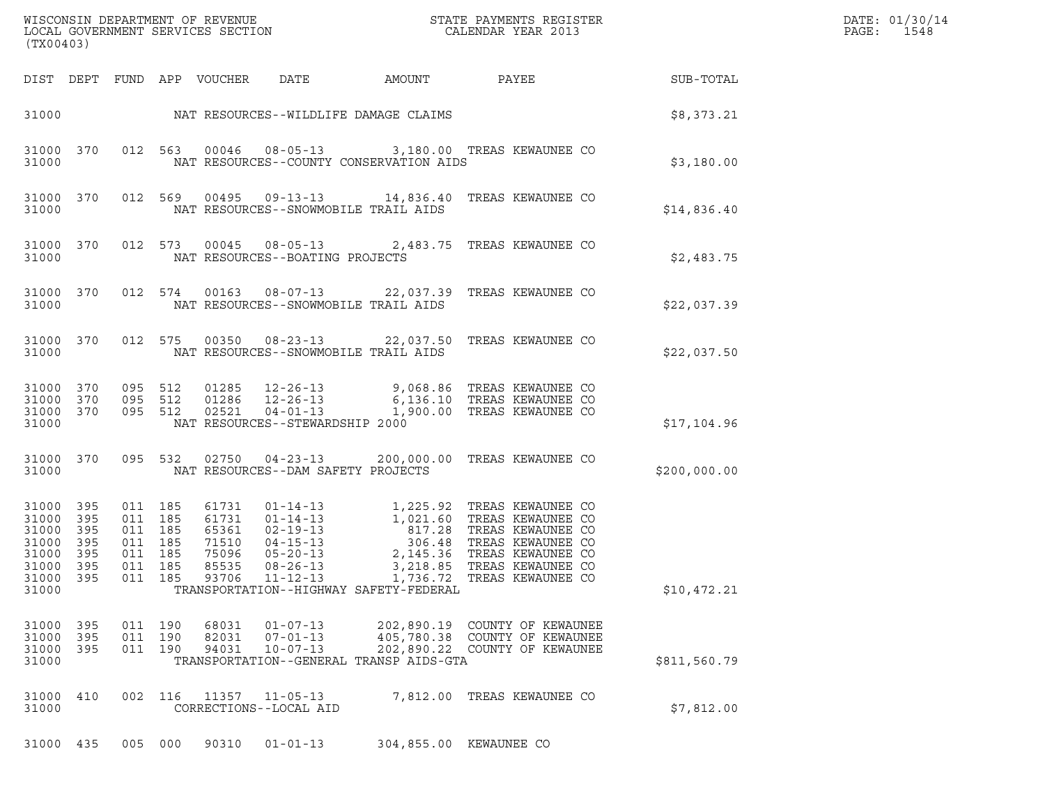| DIST | DEPT | FUND | APP | VOUCHER | DATE | AMOUNT | PAYEE | SUB-TOTAL |
|---|---|---|---|---|---|---|---|---|
| 31000 | | | | NAT RESOURCES--WILDLIFE DAMAGE CLAIMS | | | | $8,373.21 |
| 31000 | 370 | 012 | 563 | 00046 | 08-05-13 | 3,180.00 | TREAS KEWAUNEE CO | |
| 31000 | | | | NAT RESOURCES--COUNTY CONSERVATION AIDS | | | | $3,180.00 |
| 31000 | 370 | 012 | 569 | 00495 | 09-13-13 | 14,836.40 | TREAS KEWAUNEE CO | |
| 31000 | | | | NAT RESOURCES--SNOWMOBILE TRAIL AIDS | | | | $14,836.40 |
| 31000 | 370 | 012 | 573 | 00045 | 08-05-13 | 2,483.75 | TREAS KEWAUNEE CO | |
| 31000 | | | | NAT RESOURCES--BOATING PROJECTS | | | | $2,483.75 |
| 31000 | 370 | 012 | 574 | 00163 | 08-07-13 | 22,037.39 | TREAS KEWAUNEE CO | |
| 31000 | | | | NAT RESOURCES--SNOWMOBILE TRAIL AIDS | | | | $22,037.39 |
| 31000 | 370 | 012 | 575 | 00350 | 08-23-13 | 22,037.50 | TREAS KEWAUNEE CO | |
| 31000 | | | | NAT RESOURCES--SNOWMOBILE TRAIL AIDS | | | | $22,037.50 |
| 31000 | 370 | 095 | 512 | 01285 | 12-26-13 | 9,068.86 | TREAS KEWAUNEE CO | |
| 31000 | 370 | 095 | 512 | 01286 | 12-26-13 | 6,136.10 | TREAS KEWAUNEE CO | |
| 31000 | 370 | 095 | 512 | 02521 | 04-01-13 | 1,900.00 | TREAS KEWAUNEE CO | |
| 31000 | | | | NAT RESOURCES--STEWARDSHIP 2000 | | | | $17,104.96 |
| 31000 | 370 | 095 | 532 | 02750 | 04-23-13 | 200,000.00 | TREAS KEWAUNEE CO | |
| 31000 | | | | NAT RESOURCES--DAM SAFETY PROJECTS | | | | $200,000.00 |
| 31000 | 395 | 011 | 185 | 61731 | 01-14-13 | 1,225.92 | TREAS KEWAUNEE CO | |
| 31000 | 395 | 011 | 185 | 61731 | 01-14-13 | 1,021.60 | TREAS KEWAUNEE CO | |
| 31000 | 395 | 011 | 185 | 65361 | 02-19-13 | 817.28 | TREAS KEWAUNEE CO | |
| 31000 | 395 | 011 | 185 | 71510 | 04-15-13 | 306.48 | TREAS KEWAUNEE CO | |
| 31000 | 395 | 011 | 185 | 75096 | 05-20-13 | 2,145.36 | TREAS KEWAUNEE CO | |
| 31000 | 395 | 011 | 185 | 85535 | 08-26-13 | 3,218.85 | TREAS KEWAUNEE CO | |
| 31000 | 395 | 011 | 185 | 93706 | 11-12-13 | 1,736.72 | TREAS KEWAUNEE CO | |
| 31000 | | | | TRANSPORTATION--HIGHWAY SAFETY-FEDERAL | | | | $10,472.21 |
| 31000 | 395 | 011 | 190 | 68031 | 01-07-13 | 202,890.19 | COUNTY OF KEWAUNEE | |
| 31000 | 395 | 011 | 190 | 82031 | 07-01-13 | 405,780.38 | COUNTY OF KEWAUNEE | |
| 31000 | 395 | 011 | 190 | 94031 | 10-07-13 | 202,890.22 | COUNTY OF KEWAUNEE | |
| 31000 | | | | TRANSPORTATION--GENERAL TRANSP AIDS-GTA | | | | $811,560.79 |
| 31000 | 410 | 002 | 116 | 11357 | 11-05-13 | 7,812.00 | TREAS KEWAUNEE CO | |
| 31000 | | | | CORRECTIONS--LOCAL AID | | | | $7,812.00 |
| 31000 | 435 | 005 | 000 | 90310 | 01-01-13 | 304,855.00 | KEWAUNEE CO | |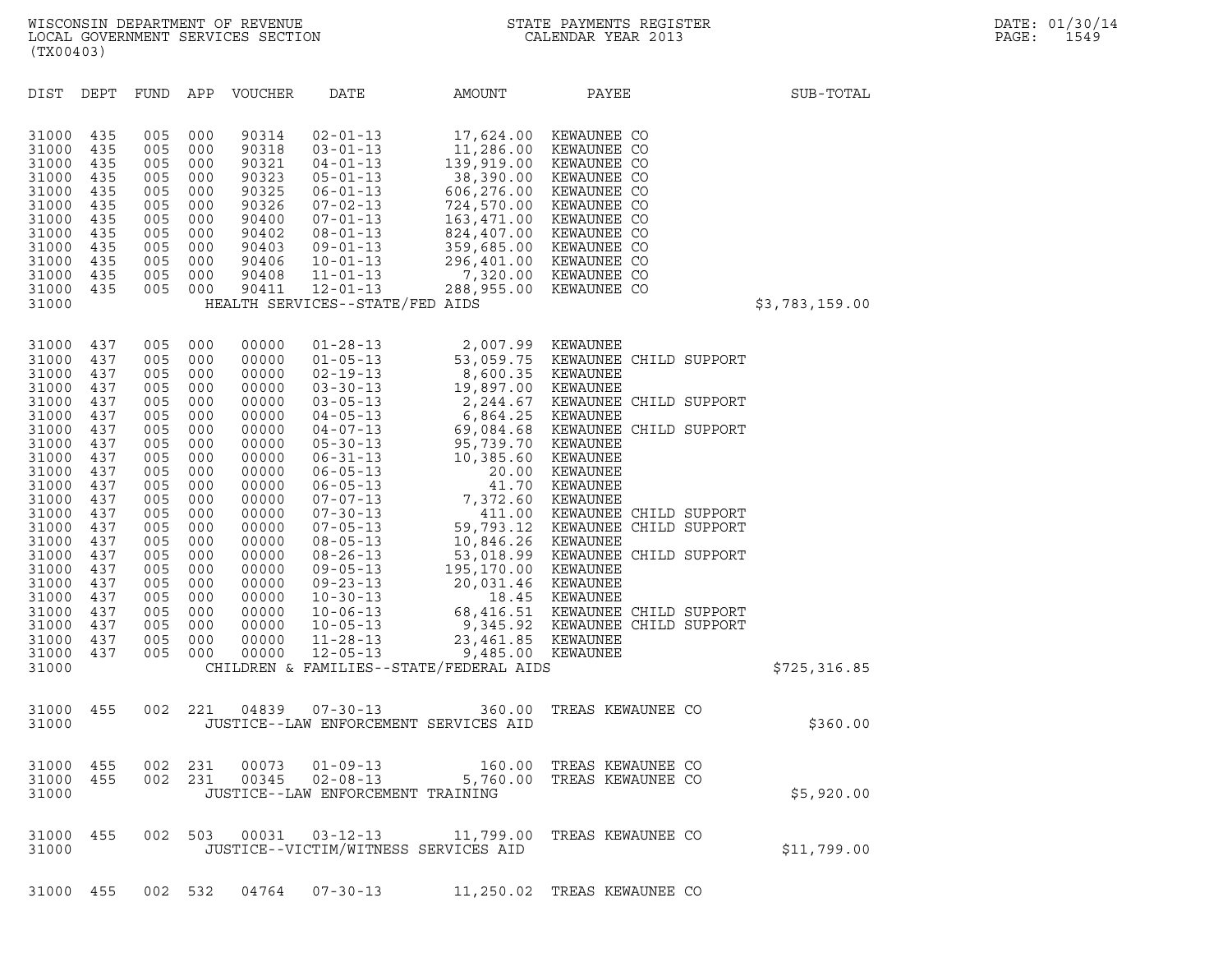WISCONSIN DEPARTMENT OF REVENUE
LOCAL GOVERNMENT SERVICES SECTION
(TX00403)

STATE PAYMENTS REGISTER
CALENDAR YEAR 2013

| DIST | DEPT | FUND | APP | VOUCHER | DATE | AMOUNT | PAYEE | SUB-TOTAL |
|---|---|---|---|---|---|---|---|---|
| 31000 | 435 | 005 | 000 | 90314 | 02-01-13 | 17,624.00 | KEWAUNEE CO | |
| 31000 | 435 | 005 | 000 | 90318 | 03-01-13 | 11,286.00 | KEWAUNEE CO | |
| 31000 | 435 | 005 | 000 | 90321 | 04-01-13 | 139,919.00 | KEWAUNEE CO | |
| 31000 | 435 | 005 | 000 | 90323 | 05-01-13 | 38,390.00 | KEWAUNEE CO | |
| 31000 | 435 | 005 | 000 | 90325 | 06-01-13 | 606,276.00 | KEWAUNEE CO | |
| 31000 | 435 | 005 | 000 | 90326 | 07-02-13 | 724,570.00 | KEWAUNEE CO | |
| 31000 | 435 | 005 | 000 | 90400 | 07-01-13 | 163,471.00 | KEWAUNEE CO | |
| 31000 | 435 | 005 | 000 | 90402 | 08-01-13 | 824,407.00 | KEWAUNEE CO | |
| 31000 | 435 | 005 | 000 | 90403 | 09-01-13 | 359,685.00 | KEWAUNEE CO | |
| 31000 | 435 | 005 | 000 | 90406 | 10-01-13 | 296,401.00 | KEWAUNEE CO | |
| 31000 | 435 | 005 | 000 | 90408 | 11-01-13 | 7,320.00 | KEWAUNEE CO | |
| 31000 | 435 | 005 | 000 | 90411 | 12-01-13 | 288,955.00 | KEWAUNEE CO | |
| 31000 | | | | HEALTH SERVICES--STATE/FED AIDS | | | | $3,783,159.00 |
| 31000 | 437 | 005 | 000 | 00000 | 01-28-13 | 2,007.99 | KEWAUNEE | |
| 31000 | 437 | 005 | 000 | 00000 | 01-05-13 | 53,059.75 | KEWAUNEE CHILD SUPPORT | |
| 31000 | 437 | 005 | 000 | 00000 | 02-19-13 | 8,600.35 | KEWAUNEE | |
| 31000 | 437 | 005 | 000 | 00000 | 03-30-13 | 19,897.00 | KEWAUNEE | |
| 31000 | 437 | 005 | 000 | 00000 | 03-05-13 | 2,244.67 | KEWAUNEE CHILD SUPPORT | |
| 31000 | 437 | 005 | 000 | 00000 | 04-05-13 | 6,864.25 | KEWAUNEE | |
| 31000 | 437 | 005 | 000 | 00000 | 04-07-13 | 69,084.68 | KEWAUNEE CHILD SUPPORT | |
| 31000 | 437 | 005 | 000 | 00000 | 05-30-13 | 95,739.70 | KEWAUNEE | |
| 31000 | 437 | 005 | 000 | 00000 | 06-31-13 | 10,385.60 | KEWAUNEE | |
| 31000 | 437 | 005 | 000 | 00000 | 06-05-13 | 20.00 | KEWAUNEE | |
| 31000 | 437 | 005 | 000 | 00000 | 06-05-13 | 41.70 | KEWAUNEE | |
| 31000 | 437 | 005 | 000 | 00000 | 07-07-13 | 7,372.60 | KEWAUNEE | |
| 31000 | 437 | 005 | 000 | 00000 | 07-30-13 | 411.00 | KEWAUNEE CHILD SUPPORT | |
| 31000 | 437 | 005 | 000 | 00000 | 07-05-13 | 59,793.12 | KEWAUNEE CHILD SUPPORT | |
| 31000 | 437 | 005 | 000 | 00000 | 08-05-13 | 10,846.26 | KEWAUNEE | |
| 31000 | 437 | 005 | 000 | 00000 | 08-26-13 | 53,018.99 | KEWAUNEE CHILD SUPPORT | |
| 31000 | 437 | 005 | 000 | 00000 | 09-05-13 | 195,170.00 | KEWAUNEE | |
| 31000 | 437 | 005 | 000 | 00000 | 09-23-13 | 20,031.46 | KEWAUNEE | |
| 31000 | 437 | 005 | 000 | 00000 | 10-30-13 | 18.45 | KEWAUNEE | |
| 31000 | 437 | 005 | 000 | 00000 | 10-06-13 | 68,416.51 | KEWAUNEE CHILD SUPPORT | |
| 31000 | 437 | 005 | 000 | 00000 | 10-05-13 | 9,345.92 | KEWAUNEE CHILD SUPPORT | |
| 31000 | 437 | 005 | 000 | 00000 | 11-28-13 | 23,461.85 | KEWAUNEE | |
| 31000 | 437 | 005 | 000 | 00000 | 12-05-13 | 9,485.00 | KEWAUNEE | |
| 31000 | | | | CHILDREN & FAMILIES--STATE/FEDERAL AIDS | | | | $725,316.85 |
| 31000 | 455 | 002 | 221 | 04839 | 07-30-13 | 360.00 | TREAS KEWAUNEE CO | |
| 31000 | | | | JUSTICE--LAW ENFORCEMENT SERVICES AID | | | | $360.00 |
| 31000 | 455 | 002 | 231 | 00073 | 01-09-13 | 160.00 | TREAS KEWAUNEE CO | |
| 31000 | 455 | 002 | 231 | 00345 | 02-08-13 | 5,760.00 | TREAS KEWAUNEE CO | |
| 31000 | | | | JUSTICE--LAW ENFORCEMENT TRAINING | | | | $5,920.00 |
| 31000 | 455 | 002 | 503 | 00031 | 03-12-13 | 11,799.00 | TREAS KEWAUNEE CO | |
| 31000 | | | | JUSTICE--VICTIM/WITNESS SERVICES AID | | | | $11,799.00 |
| 31000 | 455 | 002 | 532 | 04764 | 07-30-13 | 11,250.02 | TREAS KEWAUNEE CO | |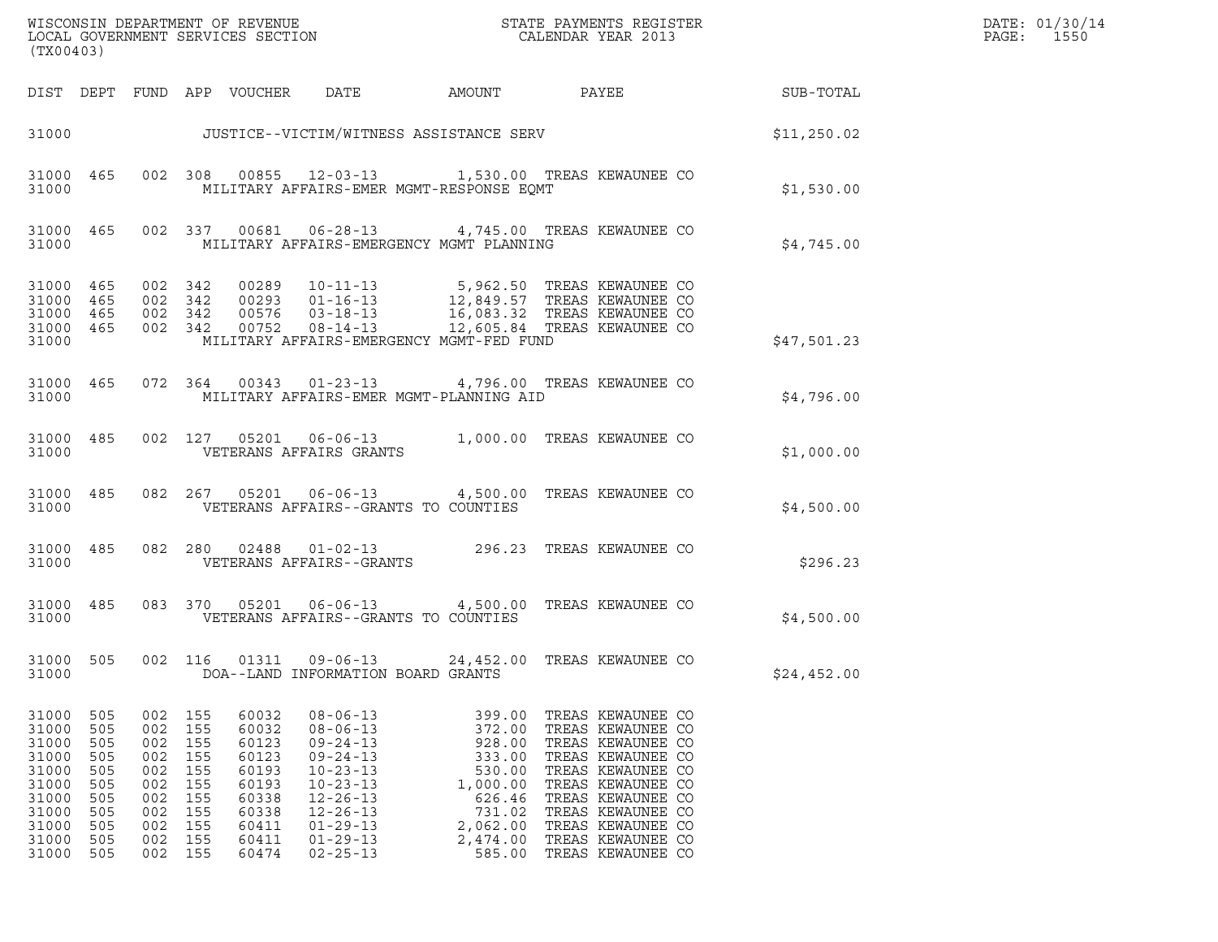| DIST | DEPT | FUND | APP | VOUCHER | DATE | AMOUNT | PAYEE | SUB-TOTAL |
|---|---|---|---|---|---|---|---|---|
| 31000 | | | | JUSTICE--VICTIM/WITNESS ASSISTANCE SERV | | | | $11,250.02 |
| 31000 | 465 | 002 | 308 | 00855 | 12-03-13 | 1,530.00 | TREAS KEWAUNEE CO | |
| 31000 | | | | MILITARY AFFAIRS-EMER MGMT-RESPONSE EQMT | | | | $1,530.00 |
| 31000 | 465 | 002 | 337 | 00681 | 06-28-13 | 4,745.00 | TREAS KEWAUNEE CO | |
| 31000 | | | | MILITARY AFFAIRS-EMERGENCY MGMT PLANNING | | | | $4,745.00 |
| 31000 | 465 | 002 | 342 | 00289 | 10-11-13 | 5,962.50 | TREAS KEWAUNEE CO | |
| 31000 | 465 | 002 | 342 | 00293 | 01-16-13 | 12,849.57 | TREAS KEWAUNEE CO | |
| 31000 | 465 | 002 | 342 | 00576 | 03-18-13 | 16,083.32 | TREAS KEWAUNEE CO | |
| 31000 | 465 | 002 | 342 | 00752 | 08-14-13 | 12,605.84 | TREAS KEWAUNEE CO | |
| 31000 | | | | MILITARY AFFAIRS-EMERGENCY MGMT-FED FUND | | | | $47,501.23 |
| 31000 | 465 | 072 | 364 | 00343 | 01-23-13 | 4,796.00 | TREAS KEWAUNEE CO | |
| 31000 | | | | MILITARY AFFAIRS-EMER MGMT-PLANNING AID | | | | $4,796.00 |
| 31000 | 485 | 002 | 127 | 05201 | 06-06-13 | 1,000.00 | TREAS KEWAUNEE CO | |
| 31000 | | | | VETERANS AFFAIRS GRANTS | | | | $1,000.00 |
| 31000 | 485 | 082 | 267 | 05201 | 06-06-13 | 4,500.00 | TREAS KEWAUNEE CO | |
| 31000 | | | | VETERANS AFFAIRS--GRANTS TO COUNTIES | | | | $4,500.00 |
| 31000 | 485 | 082 | 280 | 02488 | 01-02-13 | 296.23 | TREAS KEWAUNEE CO | |
| 31000 | | | | VETERANS AFFAIRS--GRANTS | | | | $296.23 |
| 31000 | 485 | 083 | 370 | 05201 | 06-06-13 | 4,500.00 | TREAS KEWAUNEE CO | |
| 31000 | | | | VETERANS AFFAIRS--GRANTS TO COUNTIES | | | | $4,500.00 |
| 31000 | 505 | 002 | 116 | 01311 | 09-06-13 | 24,452.00 | TREAS KEWAUNEE CO | |
| 31000 | | | | DOA--LAND INFORMATION BOARD GRANTS | | | | $24,452.00 |
| 31000 | 505 | 002 | 155 | 60032 | 08-06-13 | 399.00 | TREAS KEWAUNEE CO | |
| 31000 | 505 | 002 | 155 | 60032 | 08-06-13 | 372.00 | TREAS KEWAUNEE CO | |
| 31000 | 505 | 002 | 155 | 60123 | 09-24-13 | 928.00 | TREAS KEWAUNEE CO | |
| 31000 | 505 | 002 | 155 | 60123 | 09-24-13 | 333.00 | TREAS KEWAUNEE CO | |
| 31000 | 505 | 002 | 155 | 60193 | 10-23-13 | 530.00 | TREAS KEWAUNEE CO | |
| 31000 | 505 | 002 | 155 | 60193 | 10-23-13 | 1,000.00 | TREAS KEWAUNEE CO | |
| 31000 | 505 | 002 | 155 | 60338 | 12-26-13 | 626.46 | TREAS KEWAUNEE CO | |
| 31000 | 505 | 002 | 155 | 60338 | 12-26-13 | 731.02 | TREAS KEWAUNEE CO | |
| 31000 | 505 | 002 | 155 | 60411 | 01-29-13 | 2,062.00 | TREAS KEWAUNEE CO | |
| 31000 | 505 | 002 | 155 | 60411 | 01-29-13 | 2,474.00 | TREAS KEWAUNEE CO | |
| 31000 | 505 | 002 | 155 | 60474 | 02-25-13 | 585.00 | TREAS KEWAUNEE CO | |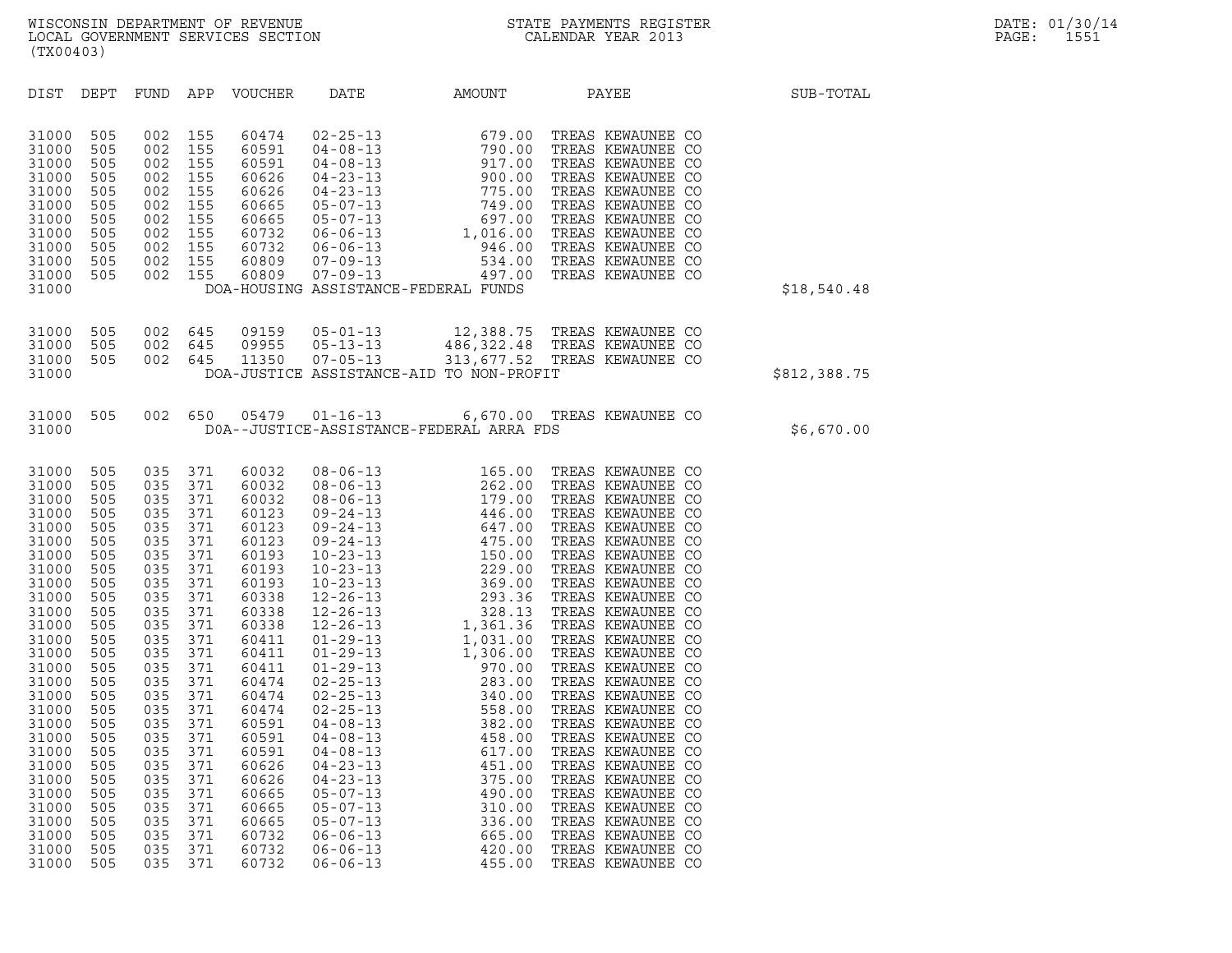WISCONSIN DEPARTMENT OF REVENUE
LOCAL GOVERNMENT SERVICES SECTION
(TX00403)

STATE PAYMENTS REGISTER
CALENDAR YEAR 2013

DATE: 01/30/14
PAGE: 1551

| DIST | DEPT | FUND | APP | VOUCHER | DATE | AMOUNT | PAYEE | SUB-TOTAL |
|---|---|---|---|---|---|---|---|---|
| 31000 | 505 | 002 | 155 | 60474 | 02-25-13 | 679.00 | TREAS KEWAUNEE CO | |
| 31000 | 505 | 002 | 155 | 60591 | 04-08-13 | 790.00 | TREAS KEWAUNEE CO | |
| 31000 | 505 | 002 | 155 | 60591 | 04-08-13 | 917.00 | TREAS KEWAUNEE CO | |
| 31000 | 505 | 002 | 155 | 60626 | 04-23-13 | 900.00 | TREAS KEWAUNEE CO | |
| 31000 | 505 | 002 | 155 | 60626 | 04-23-13 | 775.00 | TREAS KEWAUNEE CO | |
| 31000 | 505 | 002 | 155 | 60665 | 05-07-13 | 749.00 | TREAS KEWAUNEE CO | |
| 31000 | 505 | 002 | 155 | 60665 | 05-07-13 | 697.00 | TREAS KEWAUNEE CO | |
| 31000 | 505 | 002 | 155 | 60732 | 06-06-13 | 1,016.00 | TREAS KEWAUNEE CO | |
| 31000 | 505 | 002 | 155 | 60732 | 06-06-13 | 946.00 | TREAS KEWAUNEE CO | |
| 31000 | 505 | 002 | 155 | 60809 | 07-09-13 | 534.00 | TREAS KEWAUNEE CO | |
| 31000 | 505 | 002 | 155 | 60809 | 07-09-13 | 497.00 | TREAS KEWAUNEE CO | |
| 31000 | | | | | DOA-HOUSING ASSISTANCE-FEDERAL FUNDS | | | $18,540.48 |
| 31000 | 505 | 002 | 645 | 09159 | 05-01-13 | 12,388.75 | TREAS KEWAUNEE CO | |
| 31000 | 505 | 002 | 645 | 09955 | 05-13-13 | 486,322.48 | TREAS KEWAUNEE CO | |
| 31000 | 505 | 002 | 645 | 11350 | 07-05-13 | 313,677.52 | TREAS KEWAUNEE CO | |
| 31000 | | | | | DOA-JUSTICE ASSISTANCE-AID TO NON-PROFIT | | | $812,388.75 |
| 31000 | 505 | 002 | 650 | 05479 | 01-16-13 | 6,670.00 | TREAS KEWAUNEE CO | |
| 31000 | | | | | D0A--JUSTICE-ASSISTANCE-FEDERAL ARRA FDS | | | $6,670.00 |
| 31000 | 505 | 035 | 371 | 60032 | 08-06-13 | 165.00 | TREAS KEWAUNEE CO | |
| 31000 | 505 | 035 | 371 | 60032 | 08-06-13 | 262.00 | TREAS KEWAUNEE CO | |
| 31000 | 505 | 035 | 371 | 60032 | 08-06-13 | 179.00 | TREAS KEWAUNEE CO | |
| 31000 | 505 | 035 | 371 | 60123 | 09-24-13 | 446.00 | TREAS KEWAUNEE CO | |
| 31000 | 505 | 035 | 371 | 60123 | 09-24-13 | 647.00 | TREAS KEWAUNEE CO | |
| 31000 | 505 | 035 | 371 | 60123 | 09-24-13 | 475.00 | TREAS KEWAUNEE CO | |
| 31000 | 505 | 035 | 371 | 60193 | 10-23-13 | 150.00 | TREAS KEWAUNEE CO | |
| 31000 | 505 | 035 | 371 | 60193 | 10-23-13 | 229.00 | TREAS KEWAUNEE CO | |
| 31000 | 505 | 035 | 371 | 60193 | 10-23-13 | 369.00 | TREAS KEWAUNEE CO | |
| 31000 | 505 | 035 | 371 | 60338 | 12-26-13 | 293.36 | TREAS KEWAUNEE CO | |
| 31000 | 505 | 035 | 371 | 60338 | 12-26-13 | 328.13 | TREAS KEWAUNEE CO | |
| 31000 | 505 | 035 | 371 | 60338 | 12-26-13 | 1,361.36 | TREAS KEWAUNEE CO | |
| 31000 | 505 | 035 | 371 | 60411 | 01-29-13 | 1,031.00 | TREAS KEWAUNEE CO | |
| 31000 | 505 | 035 | 371 | 60411 | 01-29-13 | 1,306.00 | TREAS KEWAUNEE CO | |
| 31000 | 505 | 035 | 371 | 60411 | 01-29-13 | 970.00 | TREAS KEWAUNEE CO | |
| 31000 | 505 | 035 | 371 | 60474 | 02-25-13 | 283.00 | TREAS KEWAUNEE CO | |
| 31000 | 505 | 035 | 371 | 60474 | 02-25-13 | 340.00 | TREAS KEWAUNEE CO | |
| 31000 | 505 | 035 | 371 | 60474 | 02-25-13 | 558.00 | TREAS KEWAUNEE CO | |
| 31000 | 505 | 035 | 371 | 60591 | 04-08-13 | 382.00 | TREAS KEWAUNEE CO | |
| 31000 | 505 | 035 | 371 | 60591 | 04-08-13 | 458.00 | TREAS KEWAUNEE CO | |
| 31000 | 505 | 035 | 371 | 60591 | 04-08-13 | 617.00 | TREAS KEWAUNEE CO | |
| 31000 | 505 | 035 | 371 | 60626 | 04-23-13 | 451.00 | TREAS KEWAUNEE CO | |
| 31000 | 505 | 035 | 371 | 60626 | 04-23-13 | 375.00 | TREAS KEWAUNEE CO | |
| 31000 | 505 | 035 | 371 | 60665 | 05-07-13 | 490.00 | TREAS KEWAUNEE CO | |
| 31000 | 505 | 035 | 371 | 60665 | 05-07-13 | 310.00 | TREAS KEWAUNEE CO | |
| 31000 | 505 | 035 | 371 | 60665 | 05-07-13 | 336.00 | TREAS KEWAUNEE CO | |
| 31000 | 505 | 035 | 371 | 60732 | 06-06-13 | 665.00 | TREAS KEWAUNEE CO | |
| 31000 | 505 | 035 | 371 | 60732 | 06-06-13 | 420.00 | TREAS KEWAUNEE CO | |
| 31000 | 505 | 035 | 371 | 60732 | 06-06-13 | 455.00 | TREAS KEWAUNEE CO | |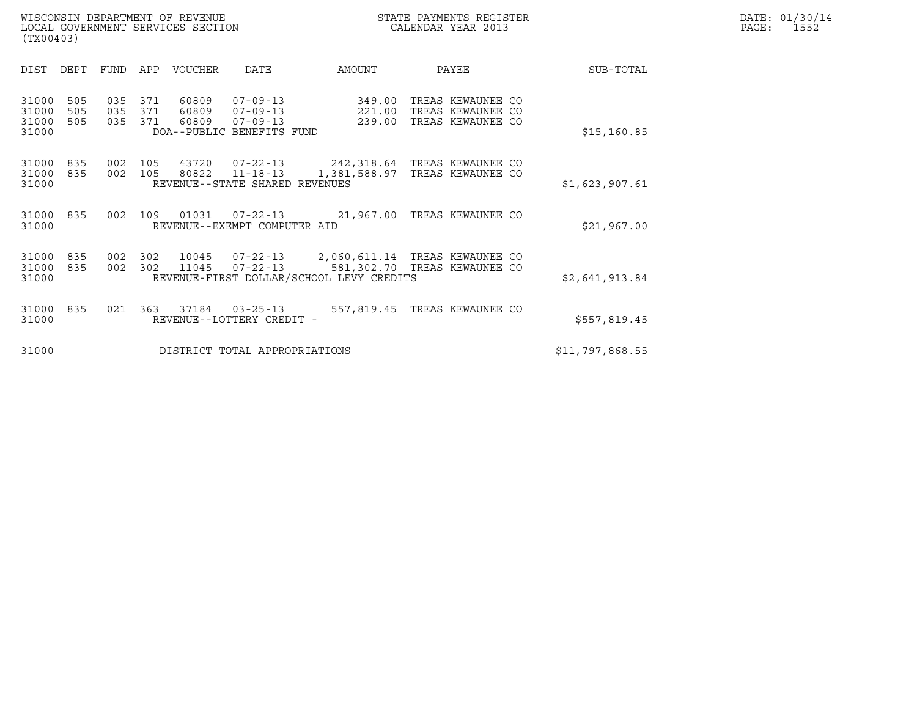WISCONSIN DEPARTMENT OF REVENUE
LOCAL GOVERNMENT SERVICES SECTION
(TX00403)

STATE PAYMENTS REGISTER
CALENDAR YEAR 2013

DATE: 01/30/14

| DIST | DEPT | FUND | APP | VOUCHER | DATE | AMOUNT | PAYEE | SUB-TOTAL |
|---|---|---|---|---|---|---|---|---|
| 31000 | 505 | 035 | 371 | 60809 | 07-09-13 | 349.00 | TREAS KEWAUNEE CO | |
| 31000 | 505 | 035 | 371 | 60809 | 07-09-13 | 221.00 | TREAS KEWAUNEE CO | |
| 31000 | 505 | 035 | 371 | 60809 | 07-09-13 | 239.00 | TREAS KEWAUNEE CO | |
| 31000 | | | | DOA--PUBLIC BENEFITS FUND | | | | $15,160.85 |
| 31000 | 835 | 002 | 105 | 43720 | 07-22-13 | 242,318.64 | TREAS KEWAUNEE CO | |
| 31000 | 835 | 002 | 105 | 80822 | 11-18-13 | 1,381,588.97 | TREAS KEWAUNEE CO | |
| 31000 | | | | REVENUE--STATE SHARED REVENUES | | | | $1,623,907.61 |
| 31000 | 835 | 002 | 109 | 01031 | 07-22-13 | 21,967.00 | TREAS KEWAUNEE CO | |
| 31000 | | | | REVENUE--EXEMPT COMPUTER AID | | | | $21,967.00 |
| 31000 | 835 | 002 | 302 | 10045 | 07-22-13 | 2,060,611.14 | TREAS KEWAUNEE CO | |
| 31000 | 835 | 002 | 302 | 11045 | 07-22-13 | 581,302.70 | TREAS KEWAUNEE CO | |
| 31000 | | | | REVENUE-FIRST DOLLAR/SCHOOL LEVY CREDITS | | | | $2,641,913.84 |
| 31000 | 835 | 021 | 363 | 37184 | 03-25-13 | 557,819.45 | TREAS KEWAUNEE CO | |
| 31000 | | | | REVENUE--LOTTERY CREDIT - | | | | $557,819.45 |
| 31000 | | | | DISTRICT TOTAL APPROPRIATIONS | | | | $11,797,868.55 |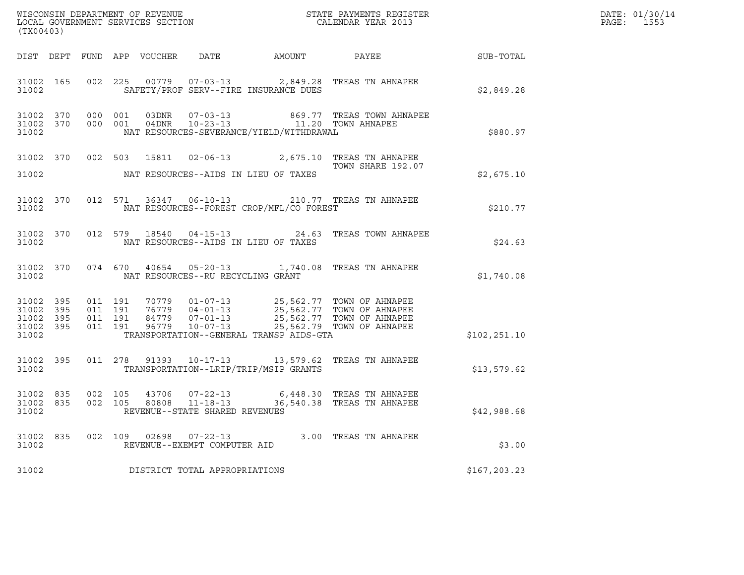WISCONSIN DEPARTMENT OF REVENUE
LOCAL GOVERNMENT SERVICES SECTION
(TX00403)

STATE PAYMENTS REGISTER
CALENDAR YEAR 2013

DATE: 01/30/14
PAGE: 1553

| DIST | DEPT | FUND | APP | VOUCHER | DATE | AMOUNT | PAYEE | SUB-TOTAL |
|---|---|---|---|---|---|---|---|---|
| 31002 | 165 | 002 | 225 | 00779 | 07-03-13 | 2,849.28 | TREAS TN AHNAPEE | |
| 31002 | | | | SAFETY/PROF SERV--FIRE INSURANCE DUES | | | | $2,849.28 |
| 31002 | 370 | 000 | 001 | 03DNR | 07-03-13 | 869.77 | TREAS TOWN AHNAPEE | |
| 31002 | 370 | 000 | 001 | 04DNR | 10-23-13 | 11.20 | TOWN AHNAPEE | |
| 31002 | | | | NAT RESOURCES-SEVERANCE/YIELD/WITHDRAWAL | | | | $880.97 |
| 31002 | 370 | 002 | 503 | 15811 | 02-06-13 | 2,675.10 | TREAS TN AHNAPEE TOWN SHARE 192.07 | |
| 31002 | | | | NAT RESOURCES--AIDS IN LIEU OF TAXES | | | | $2,675.10 |
| 31002 | 370 | 012 | 571 | 36347 | 06-10-13 | 210.77 | TREAS TN AHNAPEE | |
| 31002 | | | | NAT RESOURCES--FOREST CROP/MFL/CO FOREST | | | | $210.77 |
| 31002 | 370 | 012 | 579 | 18540 | 04-15-13 | 24.63 | TREAS TOWN AHNAPEE | |
| 31002 | | | | NAT RESOURCES--AIDS IN LIEU OF TAXES | | | | $24.63 |
| 31002 | 370 | 074 | 670 | 40654 | 05-20-13 | 1,740.08 | TREAS TN AHNAPEE | |
| 31002 | | | | NAT RESOURCES--RU RECYCLING GRANT | | | | $1,740.08 |
| 31002 | 395 | 011 | 191 | 70779 | 01-07-13 | 25,562.77 | TOWN OF AHNAPEE | |
| 31002 | 395 | 011 | 191 | 76779 | 04-01-13 | 25,562.77 | TOWN OF AHNAPEE | |
| 31002 | 395 | 011 | 191 | 84779 | 07-01-13 | 25,562.77 | TOWN OF AHNAPEE | |
| 31002 | 395 | 011 | 191 | 96779 | 10-07-13 | 25,562.79 | TOWN OF AHNAPEE | |
| 31002 | | | | TRANSPORTATION--GENERAL TRANSP AIDS-GTA | | | | $102,251.10 |
| 31002 | 395 | 011 | 278 | 91393 | 10-17-13 | 13,579.62 | TREAS TN AHNAPEE | |
| 31002 | | | | TRANSPORTATION--LRIP/TRIP/MSIP GRANTS | | | | $13,579.62 |
| 31002 | 835 | 002 | 105 | 43706 | 07-22-13 | 6,448.30 | TREAS TN AHNAPEE | |
| 31002 | 835 | 002 | 105 | 80808 | 11-18-13 | 36,540.38 | TREAS TN AHNAPEE | |
| 31002 | | | | REVENUE--STATE SHARED REVENUES | | | | $42,988.68 |
| 31002 | 835 | 002 | 109 | 02698 | 07-22-13 | 3.00 | TREAS TN AHNAPEE | |
| 31002 | | | | REVENUE--EXEMPT COMPUTER AID | | | | $3.00 |
| 31002 | | | | DISTRICT TOTAL APPROPRIATIONS | | | | $167,203.23 |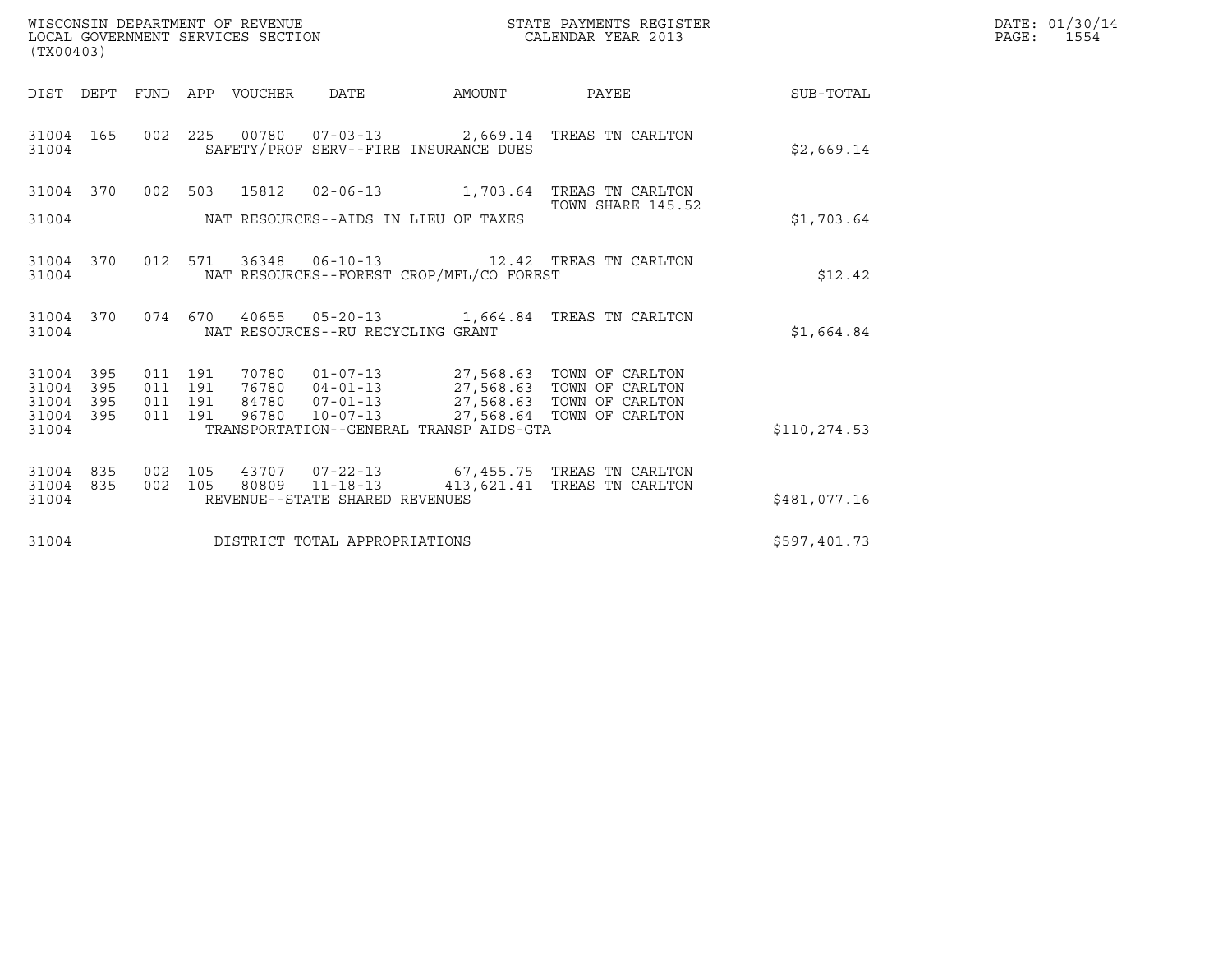WISCONSIN DEPARTMENT OF REVENUE
LOCAL GOVERNMENT SERVICES SECTION
(TX00403)

STATE PAYMENTS REGISTER
CALENDAR YEAR 2013

DATE: 01/30/14
PAGE: 1554

| DIST | DEPT | FUND | APP | VOUCHER | DATE | AMOUNT | PAYEE | SUB-TOTAL |
|---|---|---|---|---|---|---|---|---|
| 31004 | 165 | 002 | 225 | 00780 | 07-03-13 | 2,669.14 | TREAS TN CARLTON | |
| 31004 | | | | SAFETY/PROF SERV--FIRE INSURANCE DUES | | | | $2,669.14 |
| 31004 | 370 | 002 | 503 | 15812 | 02-06-13 | 1,703.64 | TREAS TN CARLTON<br>TOWN SHARE 145.52 | |
| 31004 | | | | NAT RESOURCES--AIDS IN LIEU OF TAXES | | | | $1,703.64 |
| 31004 | 370 | 012 | 571 | 36348 | 06-10-13 | 12.42 | TREAS TN CARLTON | |
| 31004 | | | | NAT RESOURCES--FOREST CROP/MFL/CO FOREST | | | | $12.42 |
| 31004 | 370 | 074 | 670 | 40655 | 05-20-13 | 1,664.84 | TREAS TN CARLTON | |
| 31004 | | | | NAT RESOURCES--RU RECYCLING GRANT | | | | $1,664.84 |
| 31004 | 395 | 011 | 191 | 70780 | 01-07-13 | 27,568.63 | TOWN OF CARLTON | |
| 31004 | 395 | 011 | 191 | 76780 | 04-01-13 | 27,568.63 | TOWN OF CARLTON | |
| 31004 | 395 | 011 | 191 | 84780 | 07-01-13 | 27,568.63 | TOWN OF CARLTON | |
| 31004 | 395 | 011 | 191 | 96780 | 10-07-13 | 27,568.64 | TOWN OF CARLTON | |
| 31004 | | | | TRANSPORTATION--GENERAL TRANSP AIDS-GTA | | | | $110,274.53 |
| 31004 | 835 | 002 | 105 | 43707 | 07-22-13 | 67,455.75 | TREAS TN CARLTON | |
| 31004 | 835 | 002 | 105 | 80809 | 11-18-13 | 413,621.41 | TREAS TN CARLTON | |
| 31004 | | | | REVENUE--STATE SHARED REVENUES | | | | $481,077.16 |
| 31004 | | | | DISTRICT TOTAL APPROPRIATIONS | | | | $597,401.73 |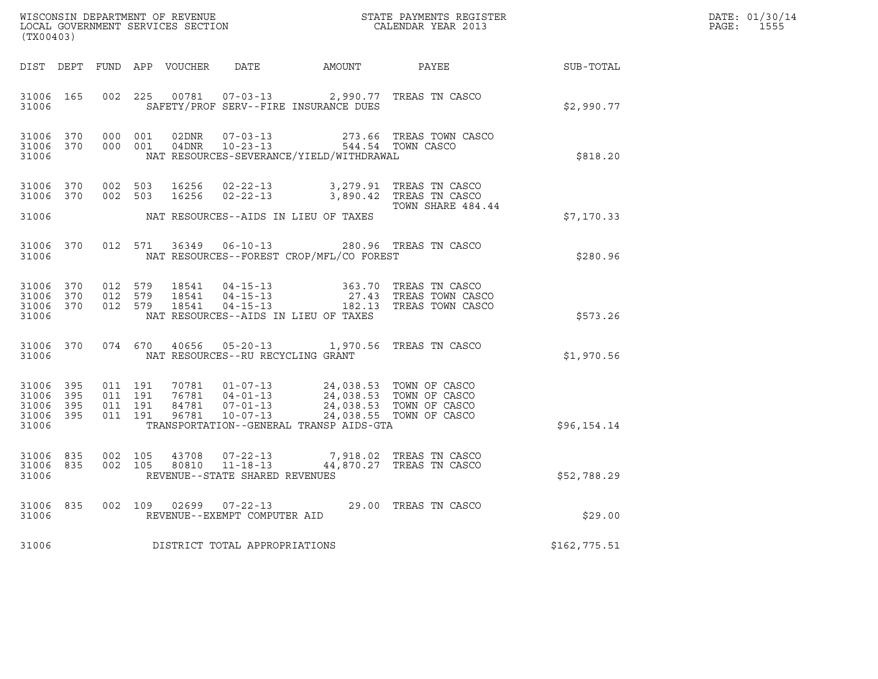WISCONSIN DEPARTMENT OF REVENUE
LOCAL GOVERNMENT SERVICES SECTION
(TX00403)

STATE PAYMENTS REGISTER
CALENDAR YEAR 2013

DATE: 01/30/14
PAGE: 1555

| DIST | DEPT | FUND | APP | VOUCHER | DATE | AMOUNT | PAYEE | SUB-TOTAL |
|---|---|---|---|---|---|---|---|---|
| 31006 | 165 | 002 | 225 | 00781 | 07-03-13 | 2,990.77 | TREAS TN CASCO | |
| 31006 | | | | | SAFETY/PROF SERV--FIRE INSURANCE DUES | | | $2,990.77 |
| 31006 | 370 | 000 | 001 | 02DNR | 07-03-13 | 273.66 | TREAS TOWN CASCO | |
| 31006 | 370 | 000 | 001 | 04DNR | 10-23-13 | 544.54 | TOWN CASCO | |
| 31006 | | | | | NAT RESOURCES-SEVERANCE/YIELD/WITHDRAWAL | | | $818.20 |
| 31006 | 370 | 002 | 503 | 16256 | 02-22-13 | 3,279.91 | TREAS TN CASCO | |
| 31006 | 370 | 002 | 503 | 16256 | 02-22-13 | 3,890.42 | TREAS TN CASCO<br>TOWN SHARE 484.44 | |
| 31006 | | | | | NAT RESOURCES--AIDS IN LIEU OF TAXES | | | $7,170.33 |
| 31006 | 370 | 012 | 571 | 36349 | 06-10-13 | 280.96 | TREAS TN CASCO | |
| 31006 | | | | | NAT RESOURCES--FOREST CROP/MFL/CO FOREST | | | $280.96 |
| 31006 | 370 | 012 | 579 | 18541 | 04-15-13 | 363.70 | TREAS TN CASCO | |
| 31006 | 370 | 012 | 579 | 18541 | 04-15-13 | 27.43 | TREAS TOWN CASCO | |
| 31006 | 370 | 012 | 579 | 18541 | 04-15-13 | 182.13 | TREAS TOWN CASCO | |
| 31006 | | | | | NAT RESOURCES--AIDS IN LIEU OF TAXES | | | $573.26 |
| 31006 | 370 | 074 | 670 | 40656 | 05-20-13 | 1,970.56 | TREAS TN CASCO | |
| 31006 | | | | | NAT RESOURCES--RU RECYCLING GRANT | | | $1,970.56 |
| 31006 | 395 | 011 | 191 | 70781 | 01-07-13 | 24,038.53 | TOWN OF CASCO | |
| 31006 | 395 | 011 | 191 | 76781 | 04-01-13 | 24,038.53 | TOWN OF CASCO | |
| 31006 | 395 | 011 | 191 | 84781 | 07-01-13 | 24,038.53 | TOWN OF CASCO | |
| 31006 | 395 | 011 | 191 | 96781 | 10-07-13 | 24,038.55 | TOWN OF CASCO | |
| 31006 | | | | | TRANSPORTATION--GENERAL TRANSP AIDS-GTA | | | $96,154.14 |
| 31006 | 835 | 002 | 105 | 43708 | 07-22-13 | 7,918.02 | TREAS TN CASCO | |
| 31006 | 835 | 002 | 105 | 80810 | 11-18-13 | 44,870.27 | TREAS TN CASCO | |
| 31006 | | | | | REVENUE--STATE SHARED REVENUES | | | $52,788.29 |
| 31006 | 835 | 002 | 109 | 02699 | 07-22-13 | 29.00 | TREAS TN CASCO | |
| 31006 | | | | | REVENUE--EXEMPT COMPUTER AID | | | $29.00 |
| 31006 | | | | | DISTRICT TOTAL APPROPRIATIONS | | | $162,775.51 |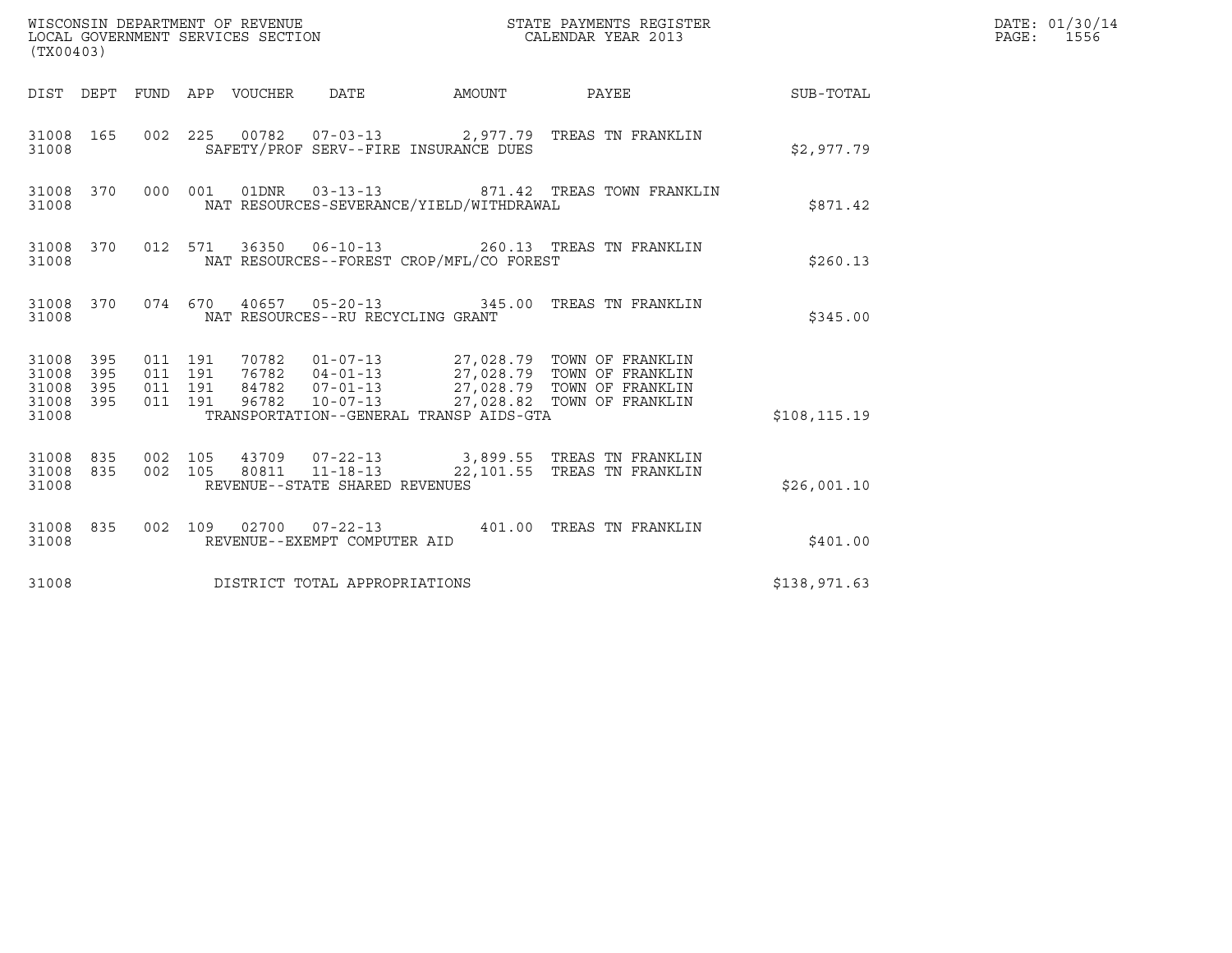WISCONSIN DEPARTMENT OF REVENUE
LOCAL GOVERNMENT SERVICES SECTION
(TX00403)

STATE PAYMENTS REGISTER
CALENDAR YEAR 2013

DATE: 01/30/14

| DIST | DEPT | FUND | APP | VOUCHER | DATE | AMOUNT | PAYEE | SUB-TOTAL |
|---|---|---|---|---|---|---|---|---|
| 31008 | 165 | 002 | 225 | 00782 | 07-03-13 | 2,977.79 | TREAS TN FRANKLIN | |
| 31008 | | | | SAFETY/PROF SERV--FIRE INSURANCE DUES | | | | $2,977.79 |
| 31008 | 370 | 000 | 001 | 01DNR | 03-13-13 | 871.42 | TREAS TOWN FRANKLIN | |
| 31008 | | | | NAT RESOURCES-SEVERANCE/YIELD/WITHDRAWAL | | | | $871.42 |
| 31008 | 370 | 012 | 571 | 36350 | 06-10-13 | 260.13 | TREAS TN FRANKLIN | |
| 31008 | | | | NAT RESOURCES--FOREST CROP/MFL/CO FOREST | | | | $260.13 |
| 31008 | 370 | 074 | 670 | 40657 | 05-20-13 | 345.00 | TREAS TN FRANKLIN | |
| 31008 | | | | NAT RESOURCES--RU RECYCLING GRANT | | | | $345.00 |
| 31008 | 395 | 011 | 191 | 70782 | 01-07-13 | 27,028.79 | TOWN OF FRANKLIN | |
| 31008 | 395 | 011 | 191 | 76782 | 04-01-13 | 27,028.79 | TOWN OF FRANKLIN | |
| 31008 | 395 | 011 | 191 | 84782 | 07-01-13 | 27,028.79 | TOWN OF FRANKLIN | |
| 31008 | 395 | 011 | 191 | 96782 | 10-07-13 | 27,028.82 | TOWN OF FRANKLIN | |
| 31008 | | | | TRANSPORTATION--GENERAL TRANSP AIDS-GTA | | | | $108,115.19 |
| 31008 | 835 | 002 | 105 | 43709 | 07-22-13 | 3,899.55 | TREAS TN FRANKLIN | |
| 31008 | 835 | 002 | 105 | 80811 | 11-18-13 | 22,101.55 | TREAS TN FRANKLIN | |
| 31008 | | | | REVENUE--STATE SHARED REVENUES | | | | $26,001.10 |
| 31008 | 835 | 002 | 109 | 02700 | 07-22-13 | 401.00 | TREAS TN FRANKLIN | |
| 31008 | | | | REVENUE--EXEMPT COMPUTER AID | | | | $401.00 |
| 31008 | | | | DISTRICT TOTAL APPROPRIATIONS | | | | $138,971.63 |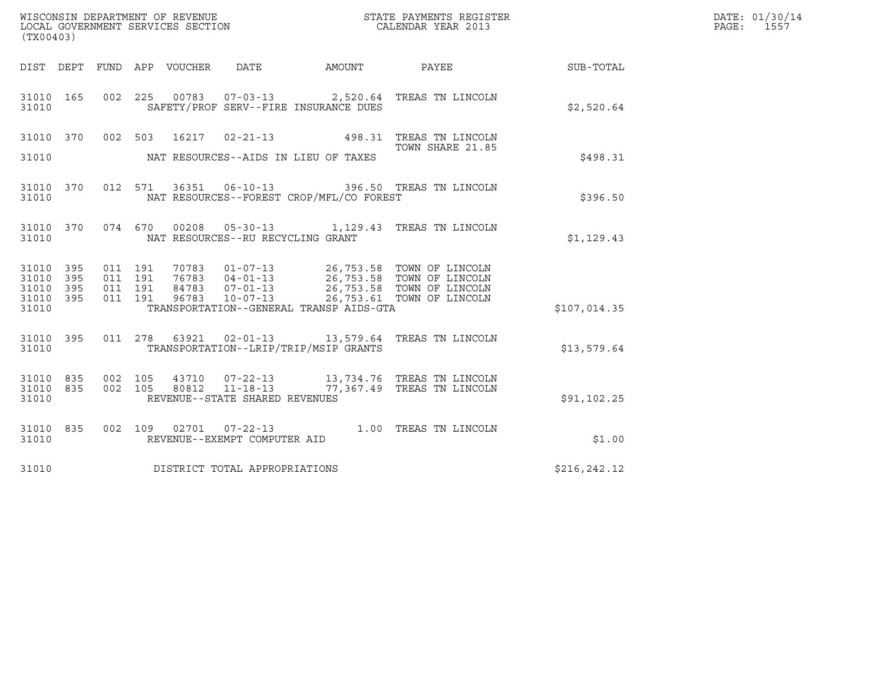WISCONSIN DEPARTMENT OF REVENUE
LOCAL GOVERNMENT SERVICES SECTION
(TX00403)

STATE PAYMENTS REGISTER
CALENDAR YEAR 2013

DATE: 01/30/14
PAGE: 1557

| DIST | DEPT | FUND | APP | VOUCHER | DATE | AMOUNT | PAYEE | SUB-TOTAL |
|---|---|---|---|---|---|---|---|---|
| 31010 | 165 | 002 | 225 | 00783 | 07-03-13 | 2,520.64 | TREAS TN LINCOLN | |
| 31010 | | | | SAFETY/PROF SERV--FIRE INSURANCE DUES | | | | $2,520.64 |
| 31010 | 370 | 002 | 503 | 16217 | 02-21-13 | 498.31 | TREAS TN LINCOLN TOWN SHARE 21.85 | |
| 31010 | | | | NAT RESOURCES--AIDS IN LIEU OF TAXES | | | | $498.31 |
| 31010 | 370 | 012 | 571 | 36351 | 06-10-13 | 396.50 | TREAS TN LINCOLN | |
| 31010 | | | | NAT RESOURCES--FOREST CROP/MFL/CO FOREST | | | | $396.50 |
| 31010 | 370 | 074 | 670 | 00208 | 05-30-13 | 1,129.43 | TREAS TN LINCOLN | |
| 31010 | | | | NAT RESOURCES--RU RECYCLING GRANT | | | | $1,129.43 |
| 31010 | 395 | 011 | 191 | 70783 | 01-07-13 | 26,753.58 | TOWN OF LINCOLN | |
| 31010 | 395 | 011 | 191 | 76783 | 04-01-13 | 26,753.58 | TOWN OF LINCOLN | |
| 31010 | 395 | 011 | 191 | 84783 | 07-01-13 | 26,753.58 | TOWN OF LINCOLN | |
| 31010 | 395 | 011 | 191 | 96783 | 10-07-13 | 26,753.61 | TOWN OF LINCOLN | |
| 31010 | | | | TRANSPORTATION--GENERAL TRANSP AIDS-GTA | | | | $107,014.35 |
| 31010 | 395 | 011 | 278 | 63921 | 02-01-13 | 13,579.64 | TREAS TN LINCOLN | |
| 31010 | | | | TRANSPORTATION--LRIP/TRIP/MSIP GRANTS | | | | $13,579.64 |
| 31010 | 835 | 002 | 105 | 43710 | 07-22-13 | 13,734.76 | TREAS TN LINCOLN | |
| 31010 | 835 | 002 | 105 | 80812 | 11-18-13 | 77,367.49 | TREAS TN LINCOLN | |
| 31010 | | | | REVENUE--STATE SHARED REVENUES | | | | $91,102.25 |
| 31010 | 835 | 002 | 109 | 02701 | 07-22-13 | 1.00 | TREAS TN LINCOLN | |
| 31010 | | | | REVENUE--EXEMPT COMPUTER AID | | | | $1.00 |
| 31010 | | | | DISTRICT TOTAL APPROPRIATIONS | | | | $216,242.12 |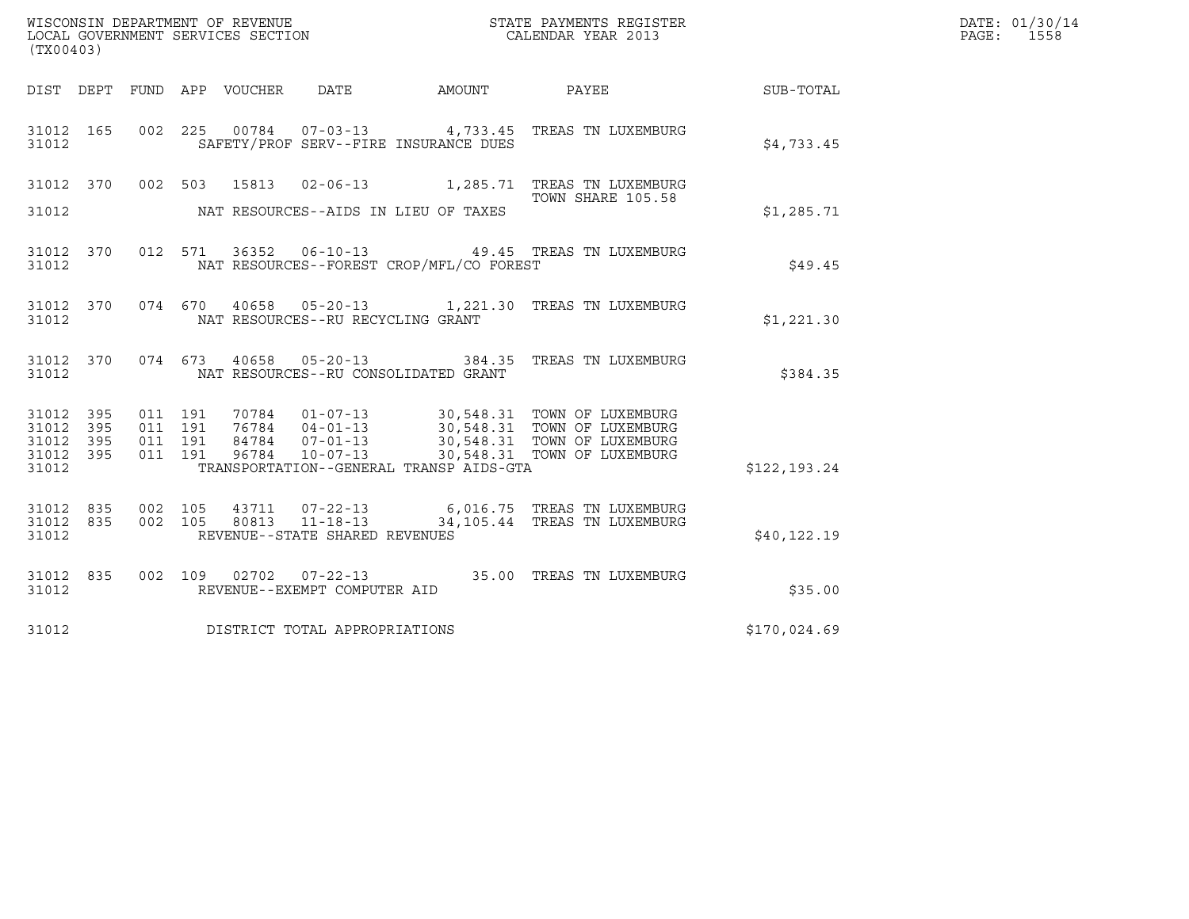WISCONSIN DEPARTMENT OF REVENUE
LOCAL GOVERNMENT SERVICES SECTION
(TX00403)

STATE PAYMENTS REGISTER
CALENDAR YEAR 2013

DATE: 01/30/14
PAGE: 1558

| DIST | DEPT | FUND | APP | VOUCHER | DATE | AMOUNT | PAYEE | SUB-TOTAL |
|---|---|---|---|---|---|---|---|---|
| 31012 | 165 | 002 | 225 | 00784 | 07-03-13 | 4,733.45 | TREAS TN LUXEMBURG | |
| 31012 | | | | SAFETY/PROF SERV--FIRE INSURANCE DUES | | | | $4,733.45 |
| 31012 | 370 | 002 | 503 | 15813 | 02-06-13 | 1,285.71 | TREAS TN LUXEMBURG TOWN SHARE 105.58 | |
| 31012 | | | | NAT RESOURCES--AIDS IN LIEU OF TAXES | | | | $1,285.71 |
| 31012 | 370 | 012 | 571 | 36352 | 06-10-13 | 49.45 | TREAS TN LUXEMBURG | |
| 31012 | | | | NAT RESOURCES--FOREST CROP/MFL/CO FOREST | | | | $49.45 |
| 31012 | 370 | 074 | 670 | 40658 | 05-20-13 | 1,221.30 | TREAS TN LUXEMBURG | |
| 31012 | | | | NAT RESOURCES--RU RECYCLING GRANT | | | | $1,221.30 |
| 31012 | 370 | 074 | 673 | 40658 | 05-20-13 | 384.35 | TREAS TN LUXEMBURG | |
| 31012 | | | | NAT RESOURCES--RU CONSOLIDATED GRANT | | | | $384.35 |
| 31012 | 395 | 011 | 191 | 70784 | 01-07-13 | 30,548.31 | TOWN OF LUXEMBURG | |
| 31012 | 395 | 011 | 191 | 76784 | 04-01-13 | 30,548.31 | TOWN OF LUXEMBURG | |
| 31012 | 395 | 011 | 191 | 84784 | 07-01-13 | 30,548.31 | TOWN OF LUXEMBURG | |
| 31012 | 395 | 011 | 191 | 96784 | 10-07-13 | 30,548.31 | TOWN OF LUXEMBURG | |
| 31012 | | | | TRANSPORTATION--GENERAL TRANSP AIDS-GTA | | | | $122,193.24 |
| 31012 | 835 | 002 | 105 | 43711 | 07-22-13 | 6,016.75 | TREAS TN LUXEMBURG | |
| 31012 | 835 | 002 | 105 | 80813 | 11-18-13 | 34,105.44 | TREAS TN LUXEMBURG | |
| 31012 | | | | REVENUE--STATE SHARED REVENUES | | | | $40,122.19 |
| 31012 | 835 | 002 | 109 | 02702 | 07-22-13 | 35.00 | TREAS TN LUXEMBURG | |
| 31012 | | | | REVENUE--EXEMPT COMPUTER AID | | | | $35.00 |
| 31012 | | | | DISTRICT TOTAL APPROPRIATIONS | | | | $170,024.69 |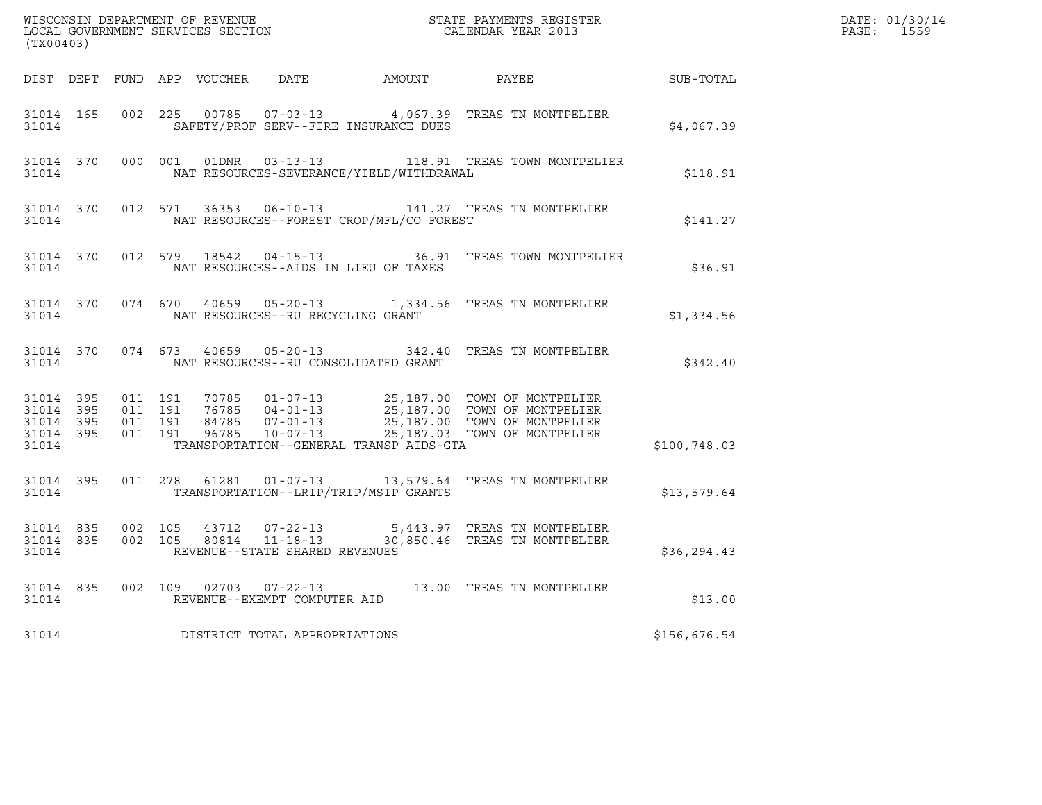WISCONSIN DEPARTMENT OF REVENUE
LOCAL GOVERNMENT SERVICES SECTION
(TX00403)

STATE PAYMENTS REGISTER
CALENDAR YEAR 2013

DATE: 01/30/14
PAGE: 1559

| DIST | DEPT | FUND | APP | VOUCHER | DATE | AMOUNT | PAYEE | SUB-TOTAL |
|---|---|---|---|---|---|---|---|---|
| 31014 | 165 | 002 | 225 | 00785 | 07-03-13 | 4,067.39 | TREAS TN MONTPELIER | |
| 31014 | | | | SAFETY/PROF SERV--FIRE INSURANCE DUES | | | | $4,067.39 |
| 31014 | 370 | 000 | 001 | 01DNR | 03-13-13 | 118.91 | TREAS TOWN MONTPELIER | |
| 31014 | | | | NAT RESOURCES-SEVERANCE/YIELD/WITHDRAWAL | | | | $118.91 |
| 31014 | 370 | 012 | 571 | 36353 | 06-10-13 | 141.27 | TREAS TN MONTPELIER | |
| 31014 | | | | NAT RESOURCES--FOREST CROP/MFL/CO FOREST | | | | $141.27 |
| 31014 | 370 | 012 | 579 | 18542 | 04-15-13 | 36.91 | TREAS TOWN MONTPELIER | |
| 31014 | | | | NAT RESOURCES--AIDS IN LIEU OF TAXES | | | | $36.91 |
| 31014 | 370 | 074 | 670 | 40659 | 05-20-13 | 1,334.56 | TREAS TN MONTPELIER | |
| 31014 | | | | NAT RESOURCES--RU RECYCLING GRANT | | | | $1,334.56 |
| 31014 | 370 | 074 | 673 | 40659 | 05-20-13 | 342.40 | TREAS TN MONTPELIER | |
| 31014 | | | | NAT RESOURCES--RU CONSOLIDATED GRANT | | | | $342.40 |
| 31014 | 395 | 011 | 191 | 70785 | 01-07-13 | 25,187.00 | TOWN OF MONTPELIER | |
| 31014 | 395 | 011 | 191 | 76785 | 04-01-13 | 25,187.00 | TOWN OF MONTPELIER | |
| 31014 | 395 | 011 | 191 | 84785 | 07-01-13 | 25,187.00 | TOWN OF MONTPELIER | |
| 31014 | 395 | 011 | 191 | 96785 | 10-07-13 | 25,187.03 | TOWN OF MONTPELIER | |
| 31014 | | | | TRANSPORTATION--GENERAL TRANSP AIDS-GTA | | | | $100,748.03 |
| 31014 | 395 | 011 | 278 | 61281 | 01-07-13 | 13,579.64 | TREAS TN MONTPELIER | |
| 31014 | | | | TRANSPORTATION--LRIP/TRIP/MSIP GRANTS | | | | $13,579.64 |
| 31014 | 835 | 002 | 105 | 43712 | 07-22-13 | 5,443.97 | TREAS TN MONTPELIER | |
| 31014 | 835 | 002 | 105 | 80814 | 11-18-13 | 30,850.46 | TREAS TN MONTPELIER | |
| 31014 | | | | REVENUE--STATE SHARED REVENUES | | | | $36,294.43 |
| 31014 | 835 | 002 | 109 | 02703 | 07-22-13 | 13.00 | TREAS TN MONTPELIER | |
| 31014 | | | | REVENUE--EXEMPT COMPUTER AID | | | | $13.00 |
| 31014 | | | | DISTRICT TOTAL APPROPRIATIONS | | | | $156,676.54 |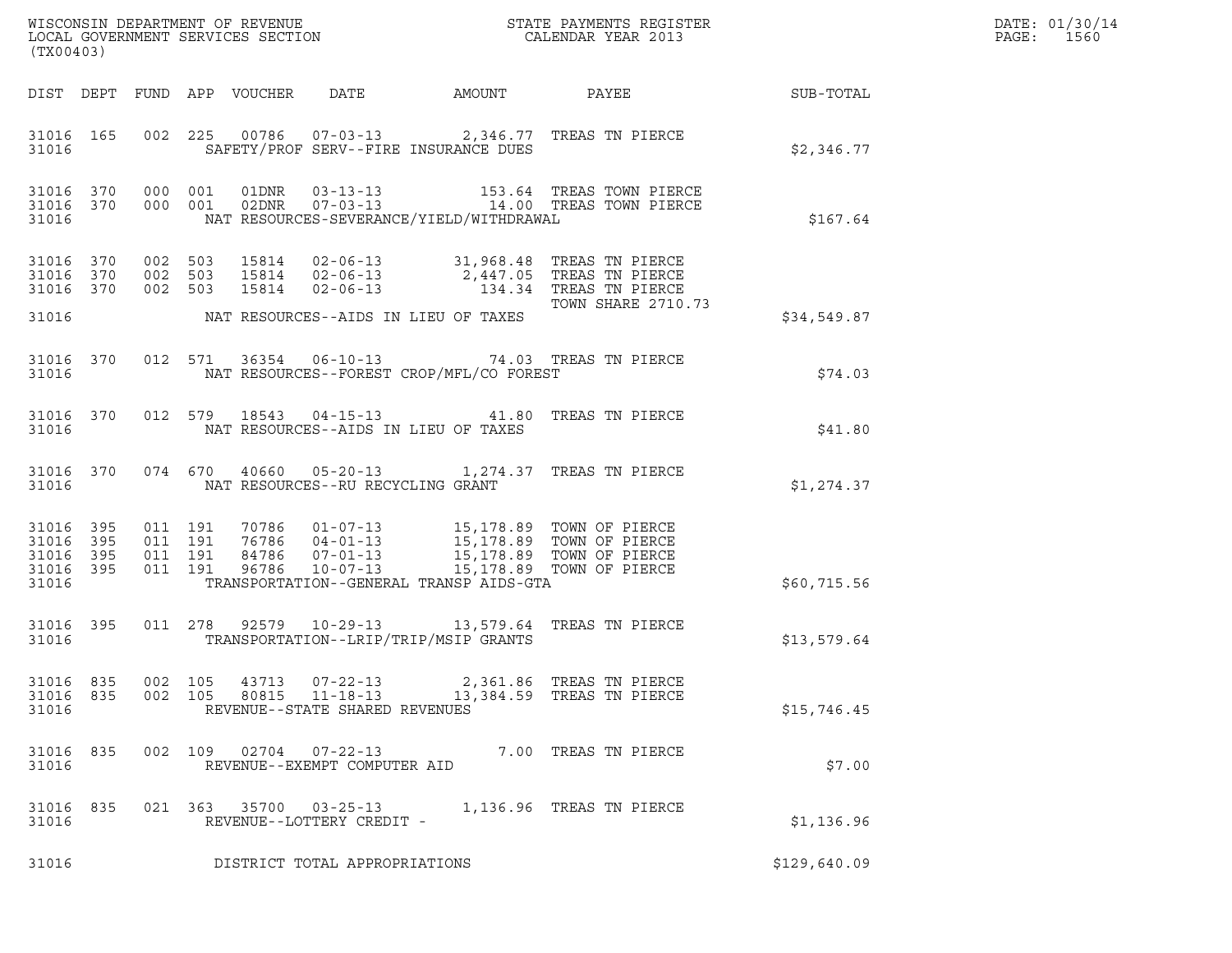WISCONSIN DEPARTMENT OF REVENUE
LOCAL GOVERNMENT SERVICES SECTION
(TX00403)

STATE PAYMENTS REGISTER
CALENDAR YEAR 2013

DATE: 01/30/14
PAGE: 1560

| DIST | DEPT | FUND | APP | VOUCHER | DATE | AMOUNT | PAYEE | SUB-TOTAL |
|---|---|---|---|---|---|---|---|---|
| 31016 | 165 | 002 | 225 | 00786 | 07-03-13 | 2,346.77 | TREAS TN PIERCE | |
| 31016 | | | | SAFETY/PROF SERV--FIRE INSURANCE DUES | | | | $2,346.77 |
| 31016 | 370 | 000 | 001 | 01DNR | 03-13-13 | 153.64 | TREAS TOWN PIERCE | |
| 31016 | 370 | 000 | 001 | 02DNR | 07-03-13 | 14.00 | TREAS TOWN PIERCE | |
| 31016 | | | | NAT RESOURCES-SEVERANCE/YIELD/WITHDRAWAL | | | | $167.64 |
| 31016 | 370 | 002 | 503 | 15814 | 02-06-13 | 31,968.48 | TREAS TN PIERCE | |
| 31016 | 370 | 002 | 503 | 15814 | 02-06-13 | 2,447.05 | TREAS TN PIERCE | |
| 31016 | 370 | 002 | 503 | 15814 | 02-06-13 | 134.34 | TREAS TN PIERCE | |
| | | | | | | | TOWN SHARE 2710.73 | |
| 31016 | | | | NAT RESOURCES--AIDS IN LIEU OF TAXES | | | | $34,549.87 |
| 31016 | 370 | 012 | 571 | 36354 | 06-10-13 | 74.03 | TREAS TN PIERCE | |
| 31016 | | | | NAT RESOURCES--FOREST CROP/MFL/CO FOREST | | | | $74.03 |
| 31016 | 370 | 012 | 579 | 18543 | 04-15-13 | 41.80 | TREAS TN PIERCE | |
| 31016 | | | | NAT RESOURCES--AIDS IN LIEU OF TAXES | | | | $41.80 |
| 31016 | 370 | 074 | 670 | 40660 | 05-20-13 | 1,274.37 | TREAS TN PIERCE | |
| 31016 | | | | NAT RESOURCES--RU RECYCLING GRANT | | | | $1,274.37 |
| 31016 | 395 | 011 | 191 | 70786 | 01-07-13 | 15,178.89 | TOWN OF PIERCE | |
| 31016 | 395 | 011 | 191 | 76786 | 04-01-13 | 15,178.89 | TOWN OF PIERCE | |
| 31016 | 395 | 011 | 191 | 84786 | 07-01-13 | 15,178.89 | TOWN OF PIERCE | |
| 31016 | 395 | 011 | 191 | 96786 | 10-07-13 | 15,178.89 | TOWN OF PIERCE | |
| 31016 | | | | TRANSPORTATION--GENERAL TRANSP AIDS-GTA | | | | $60,715.56 |
| 31016 | 395 | 011 | 278 | 92579 | 10-29-13 | 13,579.64 | TREAS TN PIERCE | |
| 31016 | | | | TRANSPORTATION--LRIP/TRIP/MSIP GRANTS | | | | $13,579.64 |
| 31016 | 835 | 002 | 105 | 43713 | 07-22-13 | 2,361.86 | TREAS TN PIERCE | |
| 31016 | 835 | 002 | 105 | 80815 | 11-18-13 | 13,384.59 | TREAS TN PIERCE | |
| 31016 | | | | REVENUE--STATE SHARED REVENUES | | | | $15,746.45 |
| 31016 | 835 | 002 | 109 | 02704 | 07-22-13 | 7.00 | TREAS TN PIERCE | |
| 31016 | | | | REVENUE--EXEMPT COMPUTER AID | | | | $7.00 |
| 31016 | 835 | 021 | 363 | 35700 | 03-25-13 | 1,136.96 | TREAS TN PIERCE | |
| 31016 | | | | REVENUE--LOTTERY CREDIT - | | | | $1,136.96 |
| 31016 | | | | DISTRICT TOTAL APPROPRIATIONS | | | | $129,640.09 |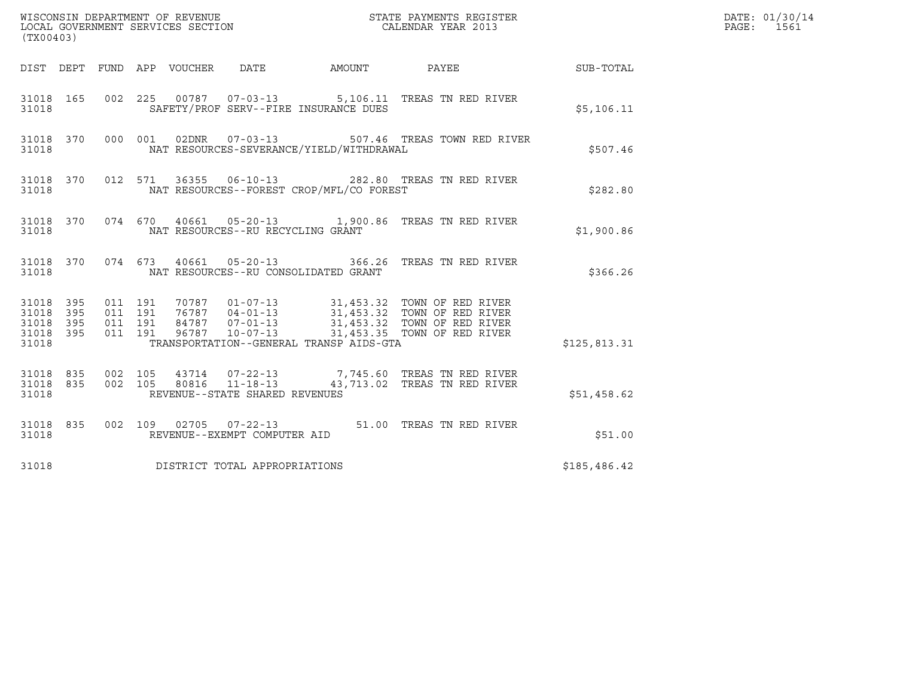WISCONSIN DEPARTMENT OF REVENUE
LOCAL GOVERNMENT SERVICES SECTION
(TX00403)

STATE PAYMENTS REGISTER
CALENDAR YEAR 2013

DATE: 01/30/14
PAGE: 1561

| DIST | DEPT | FUND | APP | VOUCHER | DATE | AMOUNT | PAYEE | SUB-TOTAL |
|---|---|---|---|---|---|---|---|---|
| 31018 | 165 | 002 | 225 | 00787 | 07-03-13 | 5,106.11 | TREAS TN RED RIVER | |
| 31018 | | | | SAFETY/PROF SERV--FIRE INSURANCE DUES | | | | $5,106.11 |
| 31018 | 370 | 000 | 001 | 02DNR | 07-03-13 | 507.46 | TREAS TOWN RED RIVER | |
| 31018 | | | | NAT RESOURCES-SEVERANCE/YIELD/WITHDRAWAL | | | | $507.46 |
| 31018 | 370 | 012 | 571 | 36355 | 06-10-13 | 282.80 | TREAS TN RED RIVER | |
| 31018 | | | | NAT RESOURCES--FOREST CROP/MFL/CO FOREST | | | | $282.80 |
| 31018 | 370 | 074 | 670 | 40661 | 05-20-13 | 1,900.86 | TREAS TN RED RIVER | |
| 31018 | | | | NAT RESOURCES--RU RECYCLING GRANT | | | | $1,900.86 |
| 31018 | 370 | 074 | 673 | 40661 | 05-20-13 | 366.26 | TREAS TN RED RIVER | |
| 31018 | | | | NAT RESOURCES--RU CONSOLIDATED GRANT | | | | $366.26 |
| 31018 | 395 | 011 | 191 | 70787 | 01-07-13 | 31,453.32 | TOWN OF RED RIVER | |
| 31018 | 395 | 011 | 191 | 76787 | 04-01-13 | 31,453.32 | TOWN OF RED RIVER | |
| 31018 | 395 | 011 | 191 | 84787 | 07-01-13 | 31,453.32 | TOWN OF RED RIVER | |
| 31018 | 395 | 011 | 191 | 96787 | 10-07-13 | 31,453.35 | TOWN OF RED RIVER | |
| 31018 | | | | TRANSPORTATION--GENERAL TRANSP AIDS-GTA | | | | $125,813.31 |
| 31018 | 835 | 002 | 105 | 43714 | 07-22-13 | 7,745.60 | TREAS TN RED RIVER | |
| 31018 | 835 | 002 | 105 | 80816 | 11-18-13 | 43,713.02 | TREAS TN RED RIVER | |
| 31018 | | | | REVENUE--STATE SHARED REVENUES | | | | $51,458.62 |
| 31018 | 835 | 002 | 109 | 02705 | 07-22-13 | 51.00 | TREAS TN RED RIVER | |
| 31018 | | | | REVENUE--EXEMPT COMPUTER AID | | | | $51.00 |
| 31018 | | | | DISTRICT TOTAL APPROPRIATIONS | | | | $185,486.42 |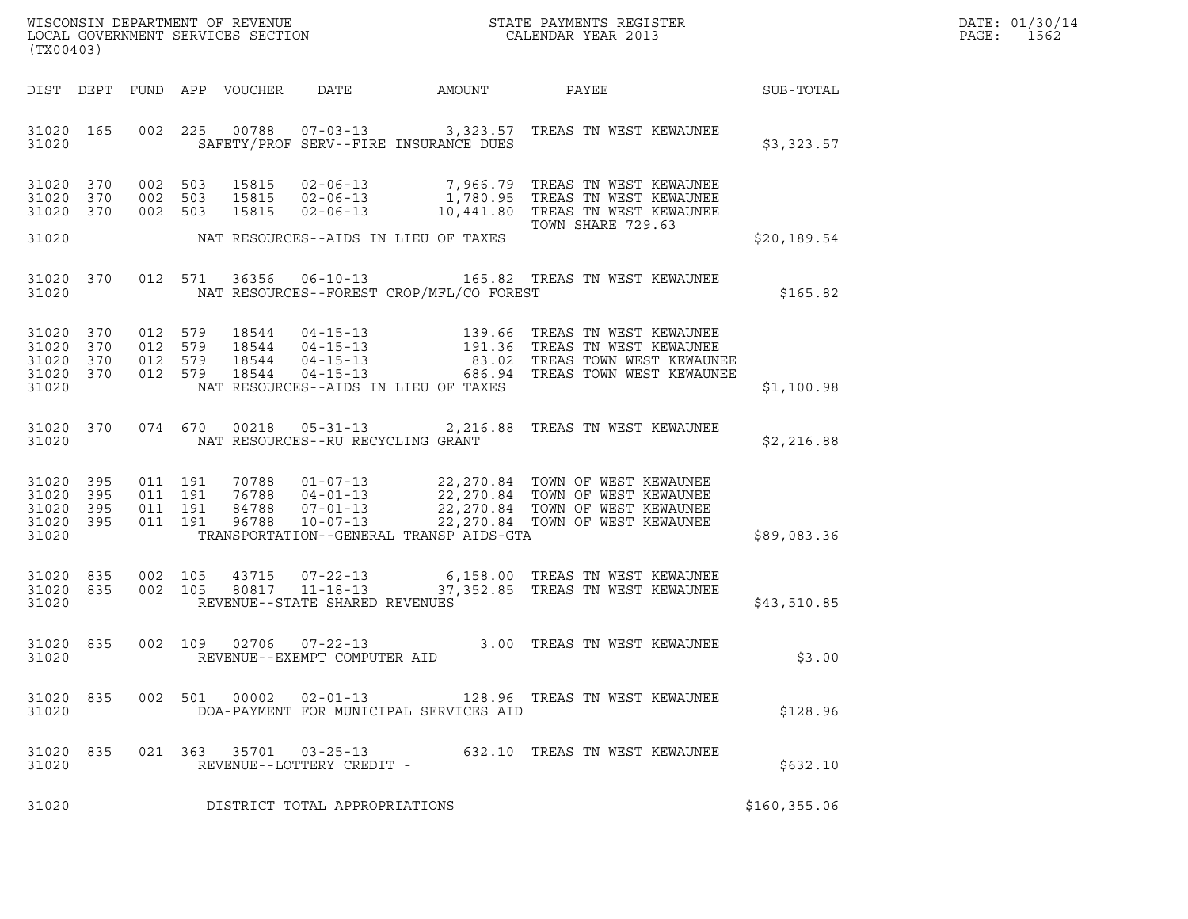WISCONSIN DEPARTMENT OF REVENUE
LOCAL GOVERNMENT SERVICES SECTION
(TX00403)

STATE PAYMENTS REGISTER
CALENDAR YEAR 2013

DATE: 01/30/14
PAGE: 1562

| DIST | DEPT | FUND | APP | VOUCHER | DATE | AMOUNT | PAYEE | SUB-TOTAL |
|---|---|---|---|---|---|---|---|---|
| 31020 | 165 | 002 | 225 | 00788 | 07-03-13 | 3,323.57 | TREAS TN WEST KEWAUNEE | |
| 31020 | | | | | SAFETY/PROF SERV--FIRE INSURANCE DUES | | | $3,323.57 |
| 31020 | 370 | 002 | 503 | 15815 | 02-06-13 | 7,966.79 | TREAS TN WEST KEWAUNEE | |
| 31020 | 370 | 002 | 503 | 15815 | 02-06-13 | 1,780.95 | TREAS TN WEST KEWAUNEE | |
| 31020 | 370 | 002 | 503 | 15815 | 02-06-13 | 10,441.80 | TREAS TN WEST KEWAUNEE TOWN SHARE 729.63 | |
| 31020 | | | | | NAT RESOURCES--AIDS IN LIEU OF TAXES | | | $20,189.54 |
| 31020 | 370 | 012 | 571 | 36356 | 06-10-13 | 165.82 | TREAS TN WEST KEWAUNEE | |
| 31020 | | | | | NAT RESOURCES--FOREST CROP/MFL/CO FOREST | | | $165.82 |
| 31020 | 370 | 012 | 579 | 18544 | 04-15-13 | 139.66 | TREAS TN WEST KEWAUNEE | |
| 31020 | 370 | 012 | 579 | 18544 | 04-15-13 | 191.36 | TREAS TN WEST KEWAUNEE | |
| 31020 | 370 | 012 | 579 | 18544 | 04-15-13 | 83.02 | TREAS TOWN WEST KEWAUNEE | |
| 31020 | 370 | 012 | 579 | 18544 | 04-15-13 | 686.94 | TREAS TOWN WEST KEWAUNEE | |
| 31020 | | | | | NAT RESOURCES--AIDS IN LIEU OF TAXES | | | $1,100.98 |
| 31020 | 370 | 074 | 670 | 00218 | 05-31-13 | 2,216.88 | TREAS TN WEST KEWAUNEE | |
| 31020 | | | | | NAT RESOURCES--RU RECYCLING GRANT | | | $2,216.88 |
| 31020 | 395 | 011 | 191 | 70788 | 01-07-13 | 22,270.84 | TOWN OF WEST KEWAUNEE | |
| 31020 | 395 | 011 | 191 | 76788 | 04-01-13 | 22,270.84 | TOWN OF WEST KEWAUNEE | |
| 31020 | 395 | 011 | 191 | 84788 | 07-01-13 | 22,270.84 | TOWN OF WEST KEWAUNEE | |
| 31020 | 395 | 011 | 191 | 96788 | 10-07-13 | 22,270.84 | TOWN OF WEST KEWAUNEE | |
| 31020 | | | | | TRANSPORTATION--GENERAL TRANSP AIDS-GTA | | | $89,083.36 |
| 31020 | 835 | 002 | 105 | 43715 | 07-22-13 | 6,158.00 | TREAS TN WEST KEWAUNEE | |
| 31020 | 835 | 002 | 105 | 80817 | 11-18-13 | 37,352.85 | TREAS TN WEST KEWAUNEE | |
| 31020 | | | | | REVENUE--STATE SHARED REVENUES | | | $43,510.85 |
| 31020 | 835 | 002 | 109 | 02706 | 07-22-13 | 3.00 | TREAS TN WEST KEWAUNEE | |
| 31020 | | | | | REVENUE--EXEMPT COMPUTER AID | | | $3.00 |
| 31020 | 835 | 002 | 501 | 00002 | 02-01-13 | 128.96 | TREAS TN WEST KEWAUNEE | |
| 31020 | | | | | DOA-PAYMENT FOR MUNICIPAL SERVICES AID | | | $128.96 |
| 31020 | 835 | 021 | 363 | 35701 | 03-25-13 | 632.10 | TREAS TN WEST KEWAUNEE | |
| 31020 | | | | | REVENUE--LOTTERY CREDIT - | | | $632.10 |
| 31020 | | | | | DISTRICT TOTAL APPROPRIATIONS | | | $160,355.06 |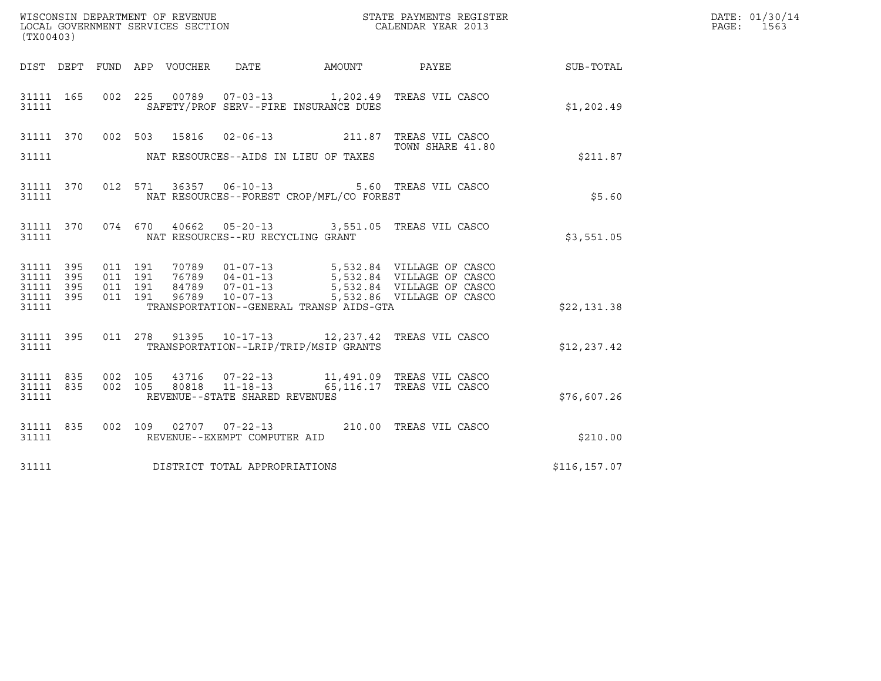WISCONSIN DEPARTMENT OF REVENUE
LOCAL GOVERNMENT SERVICES SECTION
(TX00403)

STATE PAYMENTS REGISTER
CALENDAR YEAR 2013

DATE: 01/30/14
PAGE: 1563

| DIST | DEPT | FUND | APP | VOUCHER | DATE | AMOUNT | PAYEE | SUB-TOTAL |
|---|---|---|---|---|---|---|---|---|
| 31111 | 165 | 002 | 225 | 00789 | 07-03-13 | 1,202.49 | TREAS VIL CASCO | |
| 31111 | | | | | SAFETY/PROF SERV--FIRE INSURANCE DUES | | | $1,202.49 |
| 31111 | 370 | 002 | 503 | 15816 | 02-06-13 | 211.87 | TREAS VIL CASCO TOWN SHARE 41.80 | |
| 31111 | | | | | NAT RESOURCES--AIDS IN LIEU OF TAXES | | | $211.87 |
| 31111 | 370 | 012 | 571 | 36357 | 06-10-13 | 5.60 | TREAS VIL CASCO | |
| 31111 | | | | | NAT RESOURCES--FOREST CROP/MFL/CO FOREST | | | $5.60 |
| 31111 | 370 | 074 | 670 | 40662 | 05-20-13 | 3,551.05 | TREAS VIL CASCO | |
| 31111 | | | | | NAT RESOURCES--RU RECYCLING GRANT | | | $3,551.05 |
| 31111 | 395 | 011 | 191 | 70789 | 01-07-13 | 5,532.84 | VILLAGE OF CASCO | |
| 31111 | 395 | 011 | 191 | 76789 | 04-01-13 | 5,532.84 | VILLAGE OF CASCO | |
| 31111 | 395 | 011 | 191 | 84789 | 07-01-13 | 5,532.84 | VILLAGE OF CASCO | |
| 31111 | 395 | 011 | 191 | 96789 | 10-07-13 | 5,532.86 | VILLAGE OF CASCO | |
| 31111 | | | | | TRANSPORTATION--GENERAL TRANSP AIDS-GTA | | | $22,131.38 |
| 31111 | 395 | 011 | 278 | 91395 | 10-17-13 | 12,237.42 | TREAS VIL CASCO | |
| 31111 | | | | | TRANSPORTATION--LRIP/TRIP/MSIP GRANTS | | | $12,237.42 |
| 31111 | 835 | 002 | 105 | 43716 | 07-22-13 | 11,491.09 | TREAS VIL CASCO | |
| 31111 | 835 | 002 | 105 | 80818 | 11-18-13 | 65,116.17 | TREAS VIL CASCO | |
| 31111 | | | | | REVENUE--STATE SHARED REVENUES | | | $76,607.26 |
| 31111 | 835 | 002 | 109 | 02707 | 07-22-13 | 210.00 | TREAS VIL CASCO | |
| 31111 | | | | | REVENUE--EXEMPT COMPUTER AID | | | $210.00 |
| 31111 | | | | | DISTRICT TOTAL APPROPRIATIONS | | | $116,157.07 |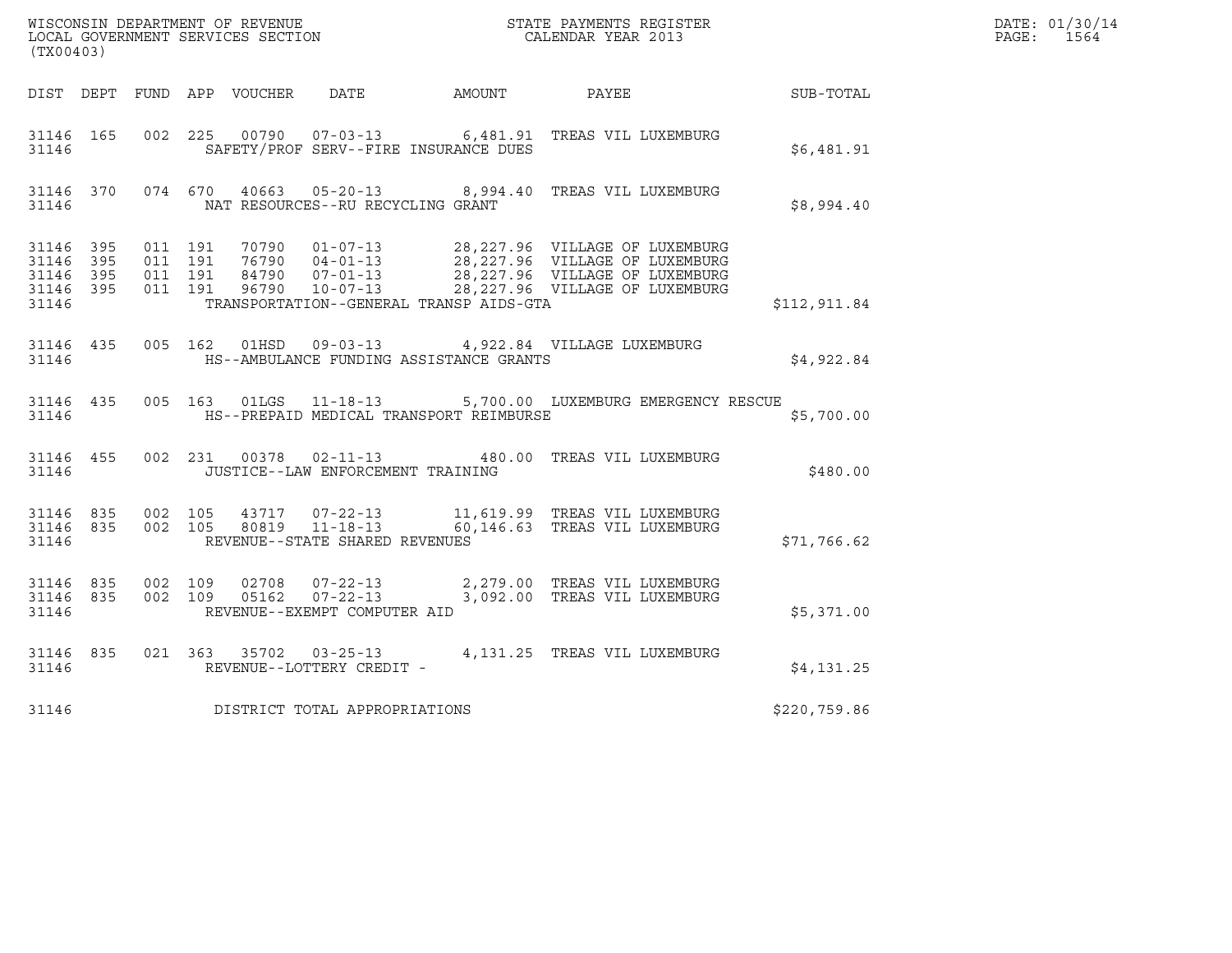WISCONSIN DEPARTMENT OF REVENUE
LOCAL GOVERNMENT SERVICES SECTION
(TX00403)

STATE PAYMENTS REGISTER
CALENDAR YEAR 2013

DATE: 01/30/14
PAGE: 1564

| DIST | DEPT | FUND | APP | VOUCHER | DATE | AMOUNT | PAYEE | SUB-TOTAL |
|---|---|---|---|---|---|---|---|---|
| 31146 | 165 | 002 | 225 | 00790 | 07-03-13 | 6,481.91 | TREAS VIL LUXEMBURG | |
| 31146 | | | | SAFETY/PROF SERV--FIRE INSURANCE DUES | | | | $6,481.91 |
| 31146 | 370 | 074 | 670 | 40663 | 05-20-13 | 8,994.40 | TREAS VIL LUXEMBURG | |
| 31146 | | | | NAT RESOURCES--RU RECYCLING GRANT | | | | $8,994.40 |
| 31146 | 395 | 011 | 191 | 70790 | 01-07-13 | 28,227.96 | VILLAGE OF LUXEMBURG | |
| 31146 | 395 | 011 | 191 | 76790 | 04-01-13 | 28,227.96 | VILLAGE OF LUXEMBURG | |
| 31146 | 395 | 011 | 191 | 84790 | 07-01-13 | 28,227.96 | VILLAGE OF LUXEMBURG | |
| 31146 | 395 | 011 | 191 | 96790 | 10-07-13 | 28,227.96 | VILLAGE OF LUXEMBURG | |
| 31146 | | | | TRANSPORTATION--GENERAL TRANSP AIDS-GTA | | | | $112,911.84 |
| 31146 | 435 | 005 | 162 | 01HSD | 09-03-13 | 4,922.84 | VILLAGE LUXEMBURG | |
| 31146 | | | | HS--AMBULANCE FUNDING ASSISTANCE GRANTS | | | | $4,922.84 |
| 31146 | 435 | 005 | 163 | 01LGS | 11-18-13 | 5,700.00 | LUXEMBURG EMERGENCY RESCUE | |
| 31146 | | | | HS--PREPAID MEDICAL TRANSPORT REIMBURSE | | | | $5,700.00 |
| 31146 | 455 | 002 | 231 | 00378 | 02-11-13 | 480.00 | TREAS VIL LUXEMBURG | |
| 31146 | | | | JUSTICE--LAW ENFORCEMENT TRAINING | | | | $480.00 |
| 31146 | 835 | 002 | 105 | 43717 | 07-22-13 | 11,619.99 | TREAS VIL LUXEMBURG | |
| 31146 | 835 | 002 | 105 | 80819 | 11-18-13 | 60,146.63 | TREAS VIL LUXEMBURG | |
| 31146 | | | | REVENUE--STATE SHARED REVENUES | | | | $71,766.62 |
| 31146 | 835 | 002 | 109 | 02708 | 07-22-13 | 2,279.00 | TREAS VIL LUXEMBURG | |
| 31146 | 835 | 002 | 109 | 05162 | 07-22-13 | 3,092.00 | TREAS VIL LUXEMBURG | |
| 31146 | | | | REVENUE--EXEMPT COMPUTER AID | | | | $5,371.00 |
| 31146 | 835 | 021 | 363 | 35702 | 03-25-13 | 4,131.25 | TREAS VIL LUXEMBURG | |
| 31146 | | | | REVENUE--LOTTERY CREDIT - | | | | $4,131.25 |
| 31146 | | | | DISTRICT TOTAL APPROPRIATIONS | | | | $220,759.86 |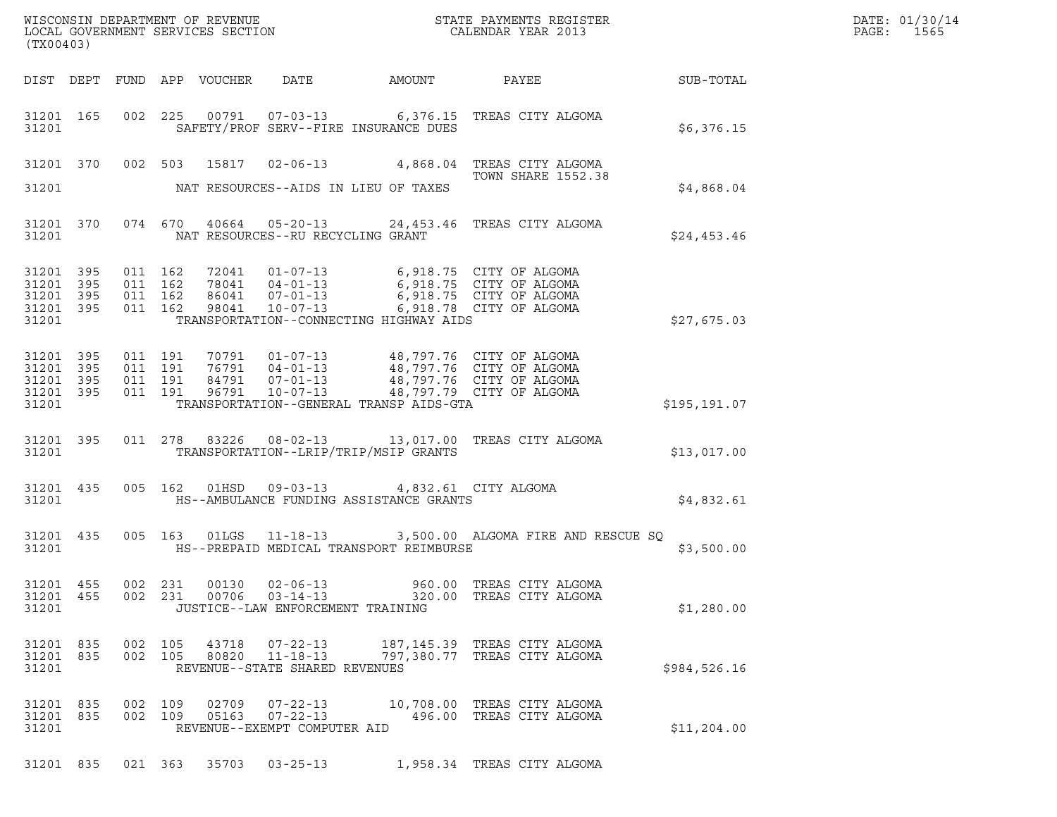WISCONSIN DEPARTMENT OF REVENUE
LOCAL GOVERNMENT SERVICES SECTION
(TX00403)

STATE PAYMENTS REGISTER
CALENDAR YEAR 2013

DATE: 01/30/14
PAGE: 1565

| DIST | DEPT | FUND | APP | VOUCHER | DATE | AMOUNT | PAYEE | SUB-TOTAL |
|---|---|---|---|---|---|---|---|---|
| 31201 | 165 | 002 | 225 | 00791 | 07-03-13 | 6,376.15 | TREAS CITY ALGOMA | |
| 31201 | | | | SAFETY/PROF SERV--FIRE INSURANCE DUES | | | | $6,376.15 |
| 31201 | 370 | 002 | 503 | 15817 | 02-06-13 | 4,868.04 | TREAS CITY ALGOMA TOWN SHARE 1552.38 | |
| 31201 | | | | NAT RESOURCES--AIDS IN LIEU OF TAXES | | | | $4,868.04 |
| 31201 | 370 | 074 | 670 | 40664 | 05-20-13 | 24,453.46 | TREAS CITY ALGOMA | |
| 31201 | | | | NAT RESOURCES--RU RECYCLING GRANT | | | | $24,453.46 |
| 31201 | 395 | 011 | 162 | 72041 | 01-07-13 | 6,918.75 | CITY OF ALGOMA | |
| 31201 | 395 | 011 | 162 | 78041 | 04-01-13 | 6,918.75 | CITY OF ALGOMA | |
| 31201 | 395 | 011 | 162 | 86041 | 07-01-13 | 6,918.75 | CITY OF ALGOMA | |
| 31201 | 395 | 011 | 162 | 98041 | 10-07-13 | 6,918.78 | CITY OF ALGOMA | |
| 31201 | | | | TRANSPORTATION--CONNECTING HIGHWAY AIDS | | | | $27,675.03 |
| 31201 | 395 | 011 | 191 | 70791 | 01-07-13 | 48,797.76 | CITY OF ALGOMA | |
| 31201 | 395 | 011 | 191 | 76791 | 04-01-13 | 48,797.76 | CITY OF ALGOMA | |
| 31201 | 395 | 011 | 191 | 84791 | 07-01-13 | 48,797.76 | CITY OF ALGOMA | |
| 31201 | 395 | 011 | 191 | 96791 | 10-07-13 | 48,797.79 | CITY OF ALGOMA | |
| 31201 | | | | TRANSPORTATION--GENERAL TRANSP AIDS-GTA | | | | $195,191.07 |
| 31201 | 395 | 011 | 278 | 83226 | 08-02-13 | 13,017.00 | TREAS CITY ALGOMA | |
| 31201 | | | | TRANSPORTATION--LRIP/TRIP/MSIP GRANTS | | | | $13,017.00 |
| 31201 | 435 | 005 | 162 | 01HSD | 09-03-13 | 4,832.61 | CITY ALGOMA | |
| 31201 | | | | HS--AMBULANCE FUNDING ASSISTANCE GRANTS | | | | $4,832.61 |
| 31201 | 435 | 005 | 163 | 01LGS | 11-18-13 | 3,500.00 | ALGOMA FIRE AND RESCUE SQ | |
| 31201 | | | | HS--PREPAID MEDICAL TRANSPORT REIMBURSE | | | | $3,500.00 |
| 31201 | 455 | 002 | 231 | 00130 | 02-06-13 | 960.00 | TREAS CITY ALGOMA | |
| 31201 | 455 | 002 | 231 | 00706 | 03-14-13 | 320.00 | TREAS CITY ALGOMA | |
| 31201 | | | | JUSTICE--LAW ENFORCEMENT TRAINING | | | | $1,280.00 |
| 31201 | 835 | 002 | 105 | 43718 | 07-22-13 | 187,145.39 | TREAS CITY ALGOMA | |
| 31201 | 835 | 002 | 105 | 80820 | 11-18-13 | 797,380.77 | TREAS CITY ALGOMA | |
| 31201 | | | | REVENUE--STATE SHARED REVENUES | | | | $984,526.16 |
| 31201 | 835 | 002 | 109 | 02709 | 07-22-13 | 10,708.00 | TREAS CITY ALGOMA | |
| 31201 | 835 | 002 | 109 | 05163 | 07-22-13 | 496.00 | TREAS CITY ALGOMA | |
| 31201 | | | | REVENUE--EXEMPT COMPUTER AID | | | | $11,204.00 |
| 31201 | 835 | 021 | 363 | 35703 | 03-25-13 | 1,958.34 | TREAS CITY ALGOMA | |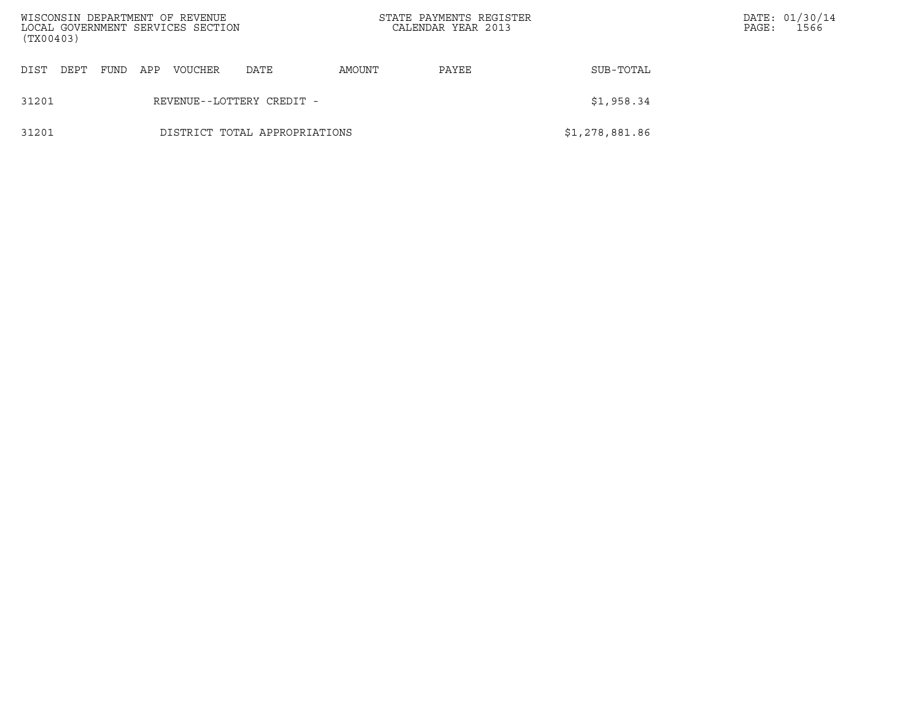| DIST | DEPT | FUND | APP | VOUCHER | DATE | AMOUNT | PAYEE | SUB-TOTAL |
|---|---|---|---|---|---|---|---|---|
| 31201 | | | REVENUE--LOTTERY CREDIT - | | | | | $1,958.34 |
| 31201 | | | DISTRICT TOTAL APPROPRIATIONS | | | | | $1,278,881.86 |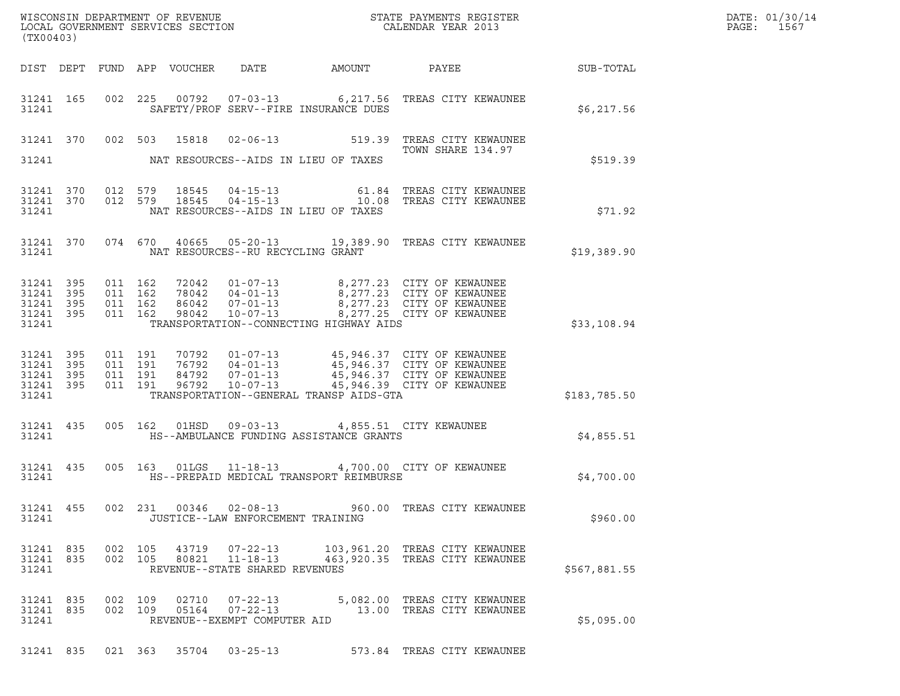WISCONSIN DEPARTMENT OF REVENUE
LOCAL GOVERNMENT SERVICES SECTION
(TX00403)

STATE PAYMENTS REGISTER
CALENDAR YEAR 2013

| DIST | DEPT | FUND | APP | VOUCHER | DATE | AMOUNT | PAYEE | SUB-TOTAL |
|---|---|---|---|---|---|---|---|---|
| 31241 | 165 | 002 | 225 | 00792 | 07-03-13 | 6,217.56 | TREAS CITY KEWAUNEE | |
| 31241 | | | | | SAFETY/PROF SERV--FIRE INSURANCE DUES | | | $6,217.56 |
| 31241 | 370 | 002 | 503 | 15818 | 02-06-13 | 519.39 | TREAS CITY KEWAUNEE TOWN SHARE 134.97 | |
| 31241 | | | | | NAT RESOURCES--AIDS IN LIEU OF TAXES | | | $519.39 |
| 31241 | 370 | 012 | 579 | 18545 | 04-15-13 | 61.84 | TREAS CITY KEWAUNEE | |
| 31241 | 370 | 012 | 579 | 18545 | 04-15-13 | 10.08 | TREAS CITY KEWAUNEE | |
| 31241 | | | | | NAT RESOURCES--AIDS IN LIEU OF TAXES | | | $71.92 |
| 31241 | 370 | 074 | 670 | 40665 | 05-20-13 | 19,389.90 | TREAS CITY KEWAUNEE | |
| 31241 | | | | | NAT RESOURCES--RU RECYCLING GRANT | | | $19,389.90 |
| 31241 | 395 | 011 | 162 | 72042 | 01-07-13 | 8,277.23 | CITY OF KEWAUNEE | |
| 31241 | 395 | 011 | 162 | 78042 | 04-01-13 | 8,277.23 | CITY OF KEWAUNEE | |
| 31241 | 395 | 011 | 162 | 86042 | 07-01-13 | 8,277.23 | CITY OF KEWAUNEE | |
| 31241 | 395 | 011 | 162 | 98042 | 10-07-13 | 8,277.25 | CITY OF KEWAUNEE | |
| 31241 | | | | | TRANSPORTATION--CONNECTING HIGHWAY AIDS | | | $33,108.94 |
| 31241 | 395 | 011 | 191 | 70792 | 01-07-13 | 45,946.37 | CITY OF KEWAUNEE | |
| 31241 | 395 | 011 | 191 | 76792 | 04-01-13 | 45,946.37 | CITY OF KEWAUNEE | |
| 31241 | 395 | 011 | 191 | 84792 | 07-01-13 | 45,946.37 | CITY OF KEWAUNEE | |
| 31241 | 395 | 011 | 191 | 96792 | 10-07-13 | 45,946.39 | CITY OF KEWAUNEE | |
| 31241 | | | | | TRANSPORTATION--GENERAL TRANSP AIDS-GTA | | | $183,785.50 |
| 31241 | 435 | 005 | 162 | 01HSD | 09-03-13 | 4,855.51 | CITY KEWAUNEE | |
| 31241 | | | | | HS--AMBULANCE FUNDING ASSISTANCE GRANTS | | | $4,855.51 |
| 31241 | 435 | 005 | 163 | 01LGS | 11-18-13 | 4,700.00 | CITY OF KEWAUNEE | |
| 31241 | | | | | HS--PREPAID MEDICAL TRANSPORT REIMBURSE | | | $4,700.00 |
| 31241 | 455 | 002 | 231 | 00346 | 02-08-13 | 960.00 | TREAS CITY KEWAUNEE | |
| 31241 | | | | | JUSTICE--LAW ENFORCEMENT TRAINING | | | $960.00 |
| 31241 | 835 | 002 | 105 | 43719 | 07-22-13 | 103,961.20 | TREAS CITY KEWAUNEE | |
| 31241 | 835 | 002 | 105 | 80821 | 11-18-13 | 463,920.35 | TREAS CITY KEWAUNEE | |
| 31241 | | | | | REVENUE--STATE SHARED REVENUES | | | $567,881.55 |
| 31241 | 835 | 002 | 109 | 02710 | 07-22-13 | 5,082.00 | TREAS CITY KEWAUNEE | |
| 31241 | 835 | 002 | 109 | 05164 | 07-22-13 | 13.00 | TREAS CITY KEWAUNEE | |
| 31241 | | | | | REVENUE--EXEMPT COMPUTER AID | | | $5,095.00 |
| 31241 | 835 | 021 | 363 | 35704 | 03-25-13 | 573.84 | TREAS CITY KEWAUNEE | |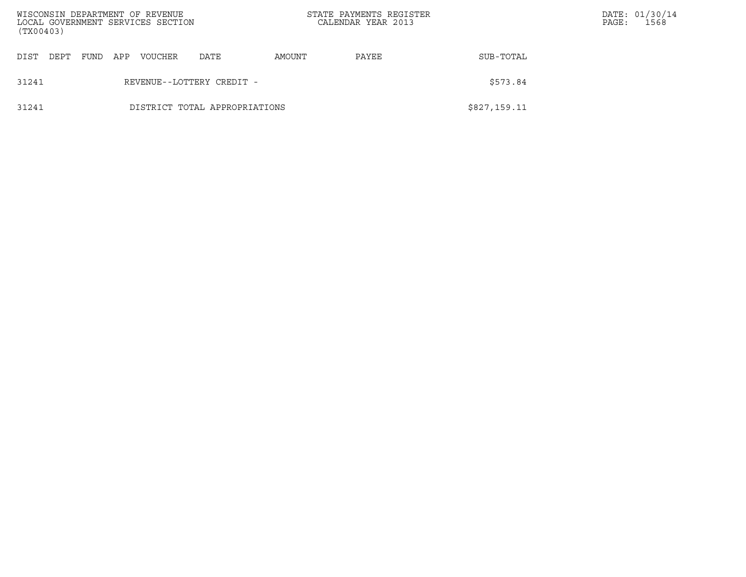| DIST | DEPT | FUND | APP | VOUCHER | DATE | AMOUNT | PAYEE | SUB-TOTAL |
|---|---|---|---|---|---|---|---|---|
| 31241 | | | | REVENUE--LOTTERY CREDIT - | | | | $573.84 |
| 31241 | | | | DISTRICT TOTAL APPROPRIATIONS | | | | $827,159.11 |